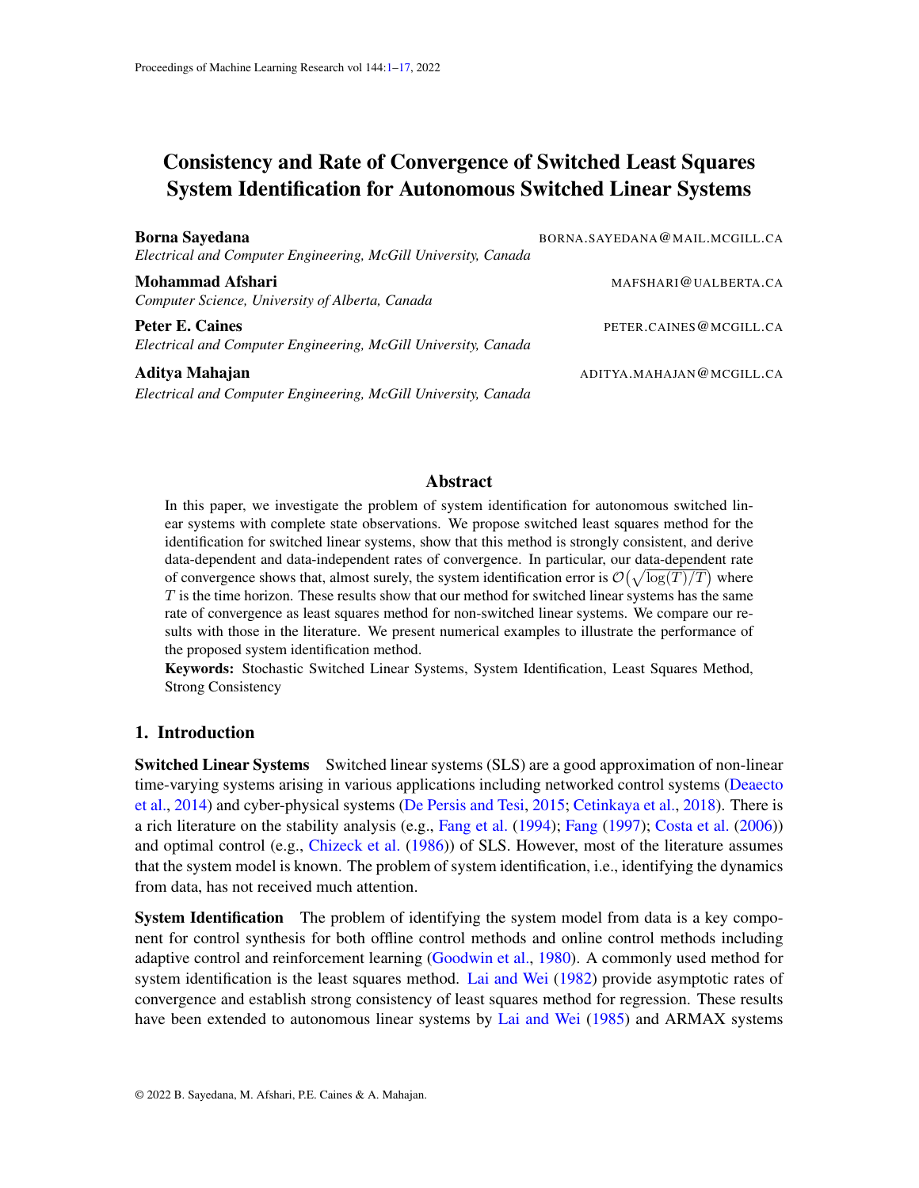# Consistency and Rate of Convergence of Switched Least Squares System Identification for Autonomous Switched Linear Systems

**Borna Sayedana** BORNA.SAYEDANA@MAIL.MCGILL.CA
*Electrical and Computer Engineering, McGill University, Canada*

**Mohammad Afshari** MAFSHARI@UALBERTA.CA
*Computer Science, University of Alberta, Canada*

**Peter E. Caines** PETER.CAINES@MCGILL.CA
*Electrical and Computer Engineering, McGill University, Canada*

**Aditya Mahajan** ADITYA.MAHAJAN@MCGILL.CA
*Electrical and Computer Engineering, McGill University, Canada*

## Abstract

In this paper, we investigate the problem of system identification for autonomous switched linear systems with complete state observations. We propose switched least squares method for the identification for switched linear systems, show that this method is strongly consistent, and derive data-dependent and data-independent rates of convergence. In particular, our data-dependent rate of convergence shows that, almost surely, the system identification error is $\mathcal{O}\big(\sqrt{\log(T)/T}\big)$ where $T$ is the time horizon. These results show that our method for switched linear systems has the same rate of convergence as least squares method for non-switched linear systems. We compare our results with those in the literature. We present numerical examples to illustrate the performance of the proposed system identification method.

**Keywords:** Stochastic Switched Linear Systems, System Identification, Least Squares Method, Strong Consistency

## 1. Introduction

**Switched Linear Systems** Switched linear systems (SLS) are a good approximation of non-linear time-varying systems arising in various applications including networked control systems (Deaecto et al., 2014) and cyber-physical systems (De Persis and Tesi, 2015; Cetinkaya et al., 2018). There is a rich literature on the stability analysis (e.g., Fang et al. (1994); Fang (1997); Costa et al. (2006)) and optimal control (e.g., Chizeck et al. (1986)) of SLS. However, most of the literature assumes that the system model is known. The problem of system identification, i.e., identifying the dynamics from data, has not received much attention.

**System Identification** The problem of identifying the system model from data is a key component for control synthesis for both offline control methods and online control methods including adaptive control and reinforcement learning (Goodwin et al., 1980). A commonly used method for system identification is the least squares method. Lai and Wei (1982) provide asymptotic rates of convergence and establish strong consistency of least squares method for regression. These results have been extended to autonomous linear systems by Lai and Wei (1985) and ARMAX systems

© 2022 B. Sayedana, M. Afshari, P.E. Caines & A. Mahajan.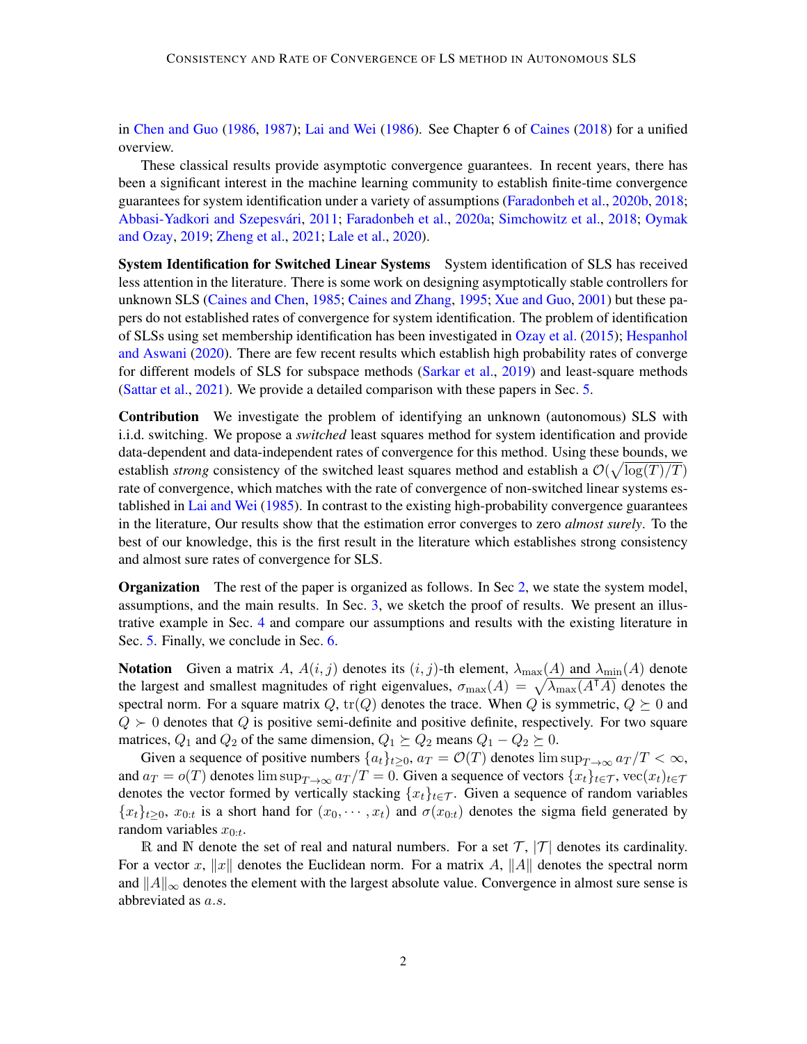in Chen and Guo (1986, 1987); Lai and Wei (1986). See Chapter 6 of Caines (2018) for a unified overview.

These classical results provide asymptotic convergence guarantees. In recent years, there has been a significant interest in the machine learning community to establish finite-time convergence guarantees for system identification under a variety of assumptions (Faradonbeh et al., 2020b, 2018; Abbasi-Yadkori and Szepesvári, 2011; Faradonbeh et al., 2020a; Simchowitz et al., 2018; Oymak and Ozay, 2019; Zheng et al., 2021; Lale et al., 2020).

**System Identification for Switched Linear Systems** System identification of SLS has received less attention in the literature. There is some work on designing asymptotically stable controllers for unknown SLS (Caines and Chen, 1985; Caines and Zhang, 1995; Xue and Guo, 2001) but these papers do not established rates of convergence for system identification. The problem of identification of SLSs using set membership identification has been investigated in Ozay et al. (2015); Hespanhol and Aswani (2020). There are few recent results which establish high probability rates of converge for different models of SLS for subspace methods (Sarkar et al., 2019) and least-square methods (Sattar et al., 2021). We provide a detailed comparison with these papers in Sec. 5.

**Contribution** We investigate the problem of identifying an unknown (autonomous) SLS with i.i.d. switching. We propose a *switched* least squares method for system identification and provide data-dependent and data-independent rates of convergence for this method. Using these bounds, we establish *strong* consistency of the switched least squares method and establish a $\mathcal{O}(\sqrt{\log(T)/T})$ rate of convergence, which matches with the rate of convergence of non-switched linear systems established in Lai and Wei (1985). In contrast to the existing high-probability convergence guarantees in the literature, Our results show that the estimation error converges to zero *almost surely*. To the best of our knowledge, this is the first result in the literature which establishes strong consistency and almost sure rates of convergence for SLS.

**Organization** The rest of the paper is organized as follows. In Sec 2, we state the system model, assumptions, and the main results. In Sec. 3, we sketch the proof of results. We present an illustrative example in Sec. 4 and compare our assumptions and results with the existing literature in Sec. 5. Finally, we conclude in Sec. 6.

**Notation** Given a matrix $A$, $A(i,j)$ denotes its $(i,j)$-th element, $\lambda_{\max}(A)$ and $\lambda_{\min}(A)$ denote the largest and smallest magnitudes of right eigenvalues, $\sigma_{\max}(A) = \sqrt{\lambda_{\max}(A^\intercal A)}$ denotes the spectral norm. For a square matrix $Q$, $\operatorname{tr}(Q)$ denotes the trace. When $Q$ is symmetric, $Q \succeq 0$ and $Q \succ 0$ denotes that $Q$ is positive semi-definite and positive definite, respectively. For two square matrices, $Q_1$ and $Q_2$ of the same dimension, $Q_1 \succeq Q_2$ means $Q_1 - Q_2 \succeq 0$.

Given a sequence of positive numbers $\{a_t\}_{t\ge 0}$, $a_T = \mathcal{O}(T)$ denotes $\limsup_{T\to\infty} a_T/T < \infty$, and $a_T = o(T)$ denotes $\limsup_{T\to\infty} a_T/T = 0$. Given a sequence of vectors $\{x_t\}_{t\in\mathcal{T}}$, $\operatorname{vec}(x_t)_{t\in\mathcal{T}}$ denotes the vector formed by vertically stacking $\{x_t\}_{t\in\mathcal{T}}$. Given a sequence of random variables $\{x_t\}_{t\ge 0}$, $x_{0:t}$ is a short hand for $(x_0, \cdots, x_t)$ and $\sigma(x_{0:t})$ denotes the sigma field generated by random variables $x_{0:t}$.

$\mathbb{R}$ and $\mathbb{N}$ denote the set of real and natural numbers. For a set $\mathcal{T}$, $|\mathcal{T}|$ denotes its cardinality. For a vector $x$, $\|x\|$ denotes the Euclidean norm. For a matrix $A$, $\|A\|$ denotes the spectral norm and $\|A\|_\infty$ denotes the element with the largest absolute value. Convergence in almost sure sense is abbreviated as $a.s.$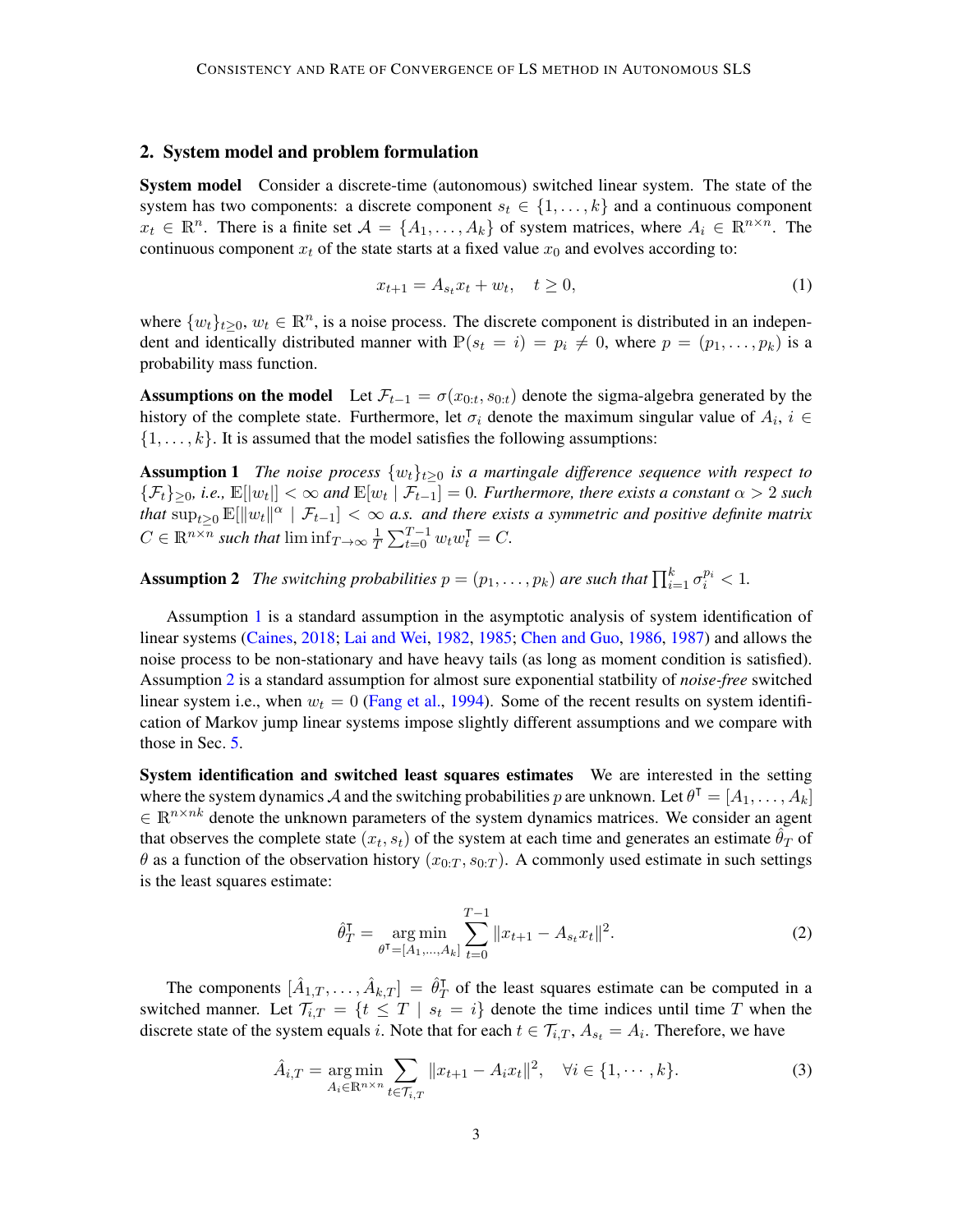## 2. System model and problem formulation

**System model** Consider a discrete-time (autonomous) switched linear system. The state of the system has two components: a discrete component $s_t \in \{1, \dots, k\}$ and a continuous component $x_t \in \mathbb{R}^n$. There is a finite set $\mathcal{A} = \{A_1, \dots, A_k\}$ of system matrices, where $A_i \in \mathbb{R}^{n \times n}$. The continuous component $x_t$ of the state starts at a fixed value $x_0$ and evolves according to:

$$x_{t+1} = A_{s_t} x_t + w_t, \quad t \geq 0, \tag{1}$$

where $\{w_t\}_{t \geq 0}$, $w_t \in \mathbb{R}^n$, is a noise process. The discrete component is distributed in an independent and identically distributed manner with $\mathbb{P}(s_t = i) = p_i \neq 0$, where $p = (p_1, \dots, p_k)$ is a probability mass function.

**Assumptions on the model** Let $\mathcal{F}_{t-1} = \sigma(x_{0:t}, s_{0:t})$ denote the sigma-algebra generated by the history of the complete state. Furthermore, let $\sigma_i$ denote the maximum singular value of $A_i$, $i \in \{1, \dots, k\}$. It is assumed that the model satisfies the following assumptions:

**Assumption 1** *The noise process $\{w_t\}_{t \geq 0}$ is a martingale difference sequence with respect to $\{\mathcal{F}_t\}_{\geq 0}$, i.e., $\mathbb{E}[|w_t|] < \infty$ and $\mathbb{E}[w_t \mid \mathcal{F}_{t-1}] = 0$. Furthermore, there exists a constant $\alpha > 2$ such that $\sup_{t \geq 0} \mathbb{E}[\|w_t\|^\alpha \mid \mathcal{F}_{t-1}] < \infty$ a.s. and there exists a symmetric and positive definite matrix $C \in \mathbb{R}^{n \times n}$ such that $\liminf_{T \to \infty} \frac{1}{T} \sum_{t=0}^{T-1} w_t w_t^\intercal = C$.*

**Assumption 2** *The switching probabilities $p = (p_1, \dots, p_k)$ are such that $\prod_{i=1}^{k} \sigma_i^{p_i} < 1$.*

Assumption 1 is a standard assumption in the asymptotic analysis of system identification of linear systems (Caines, 2018; Lai and Wei, 1982, 1985; Chen and Guo, 1986, 1987) and allows the noise process to be non-stationary and have heavy tails (as long as moment condition is satisfied). Assumption 2 is a standard assumption for almost sure exponential statbility of *noise-free* switched linear system i.e., when $w_t = 0$ (Fang et al., 1994). Some of the recent results on system identification of Markov jump linear systems impose slightly different assumptions and we compare with those in Sec. 5.

**System identification and switched least squares estimates** We are interested in the setting where the system dynamics $\mathcal{A}$ and the switching probabilities $p$ are unknown. Let $\theta^\intercal = [A_1, \dots, A_k] \in \mathbb{R}^{n \times nk}$ denote the unknown parameters of the system dynamics matrices. We consider an agent that observes the complete state $(x_t, s_t)$ of the system at each time and generates an estimate $\hat{\theta}_T$ of $\theta$ as a function of the observation history $(x_{0:T}, s_{0:T})$. A commonly used estimate in such settings is the least squares estimate:

$$\hat{\theta}_T^\intercal = \underset{\theta^\intercal = [A_1, \dots, A_k]}{\arg\min} \sum_{t=0}^{T-1} \|x_{t+1} - A_{s_t} x_t\|^2. \tag{2}$$

The components $[\hat{A}_{1,T}, \dots, \hat{A}_{k,T}] = \hat{\theta}_T^\intercal$ of the least squares estimate can be computed in a switched manner. Let $\mathcal{T}_{i,T} = \{t \leq T \mid s_t = i\}$ denote the time indices until time $T$ when the discrete state of the system equals $i$. Note that for each $t \in \mathcal{T}_{i,T}$, $A_{s_t} = A_i$. Therefore, we have

$$\hat{A}_{i,T} = \underset{A_i \in \mathbb{R}^{n \times n}}{\arg\min} \sum_{t \in \mathcal{T}_{i,T}} \|x_{t+1} - A_i x_t\|^2, \quad \forall i \in \{1, \cdots, k\}. \tag{3}$$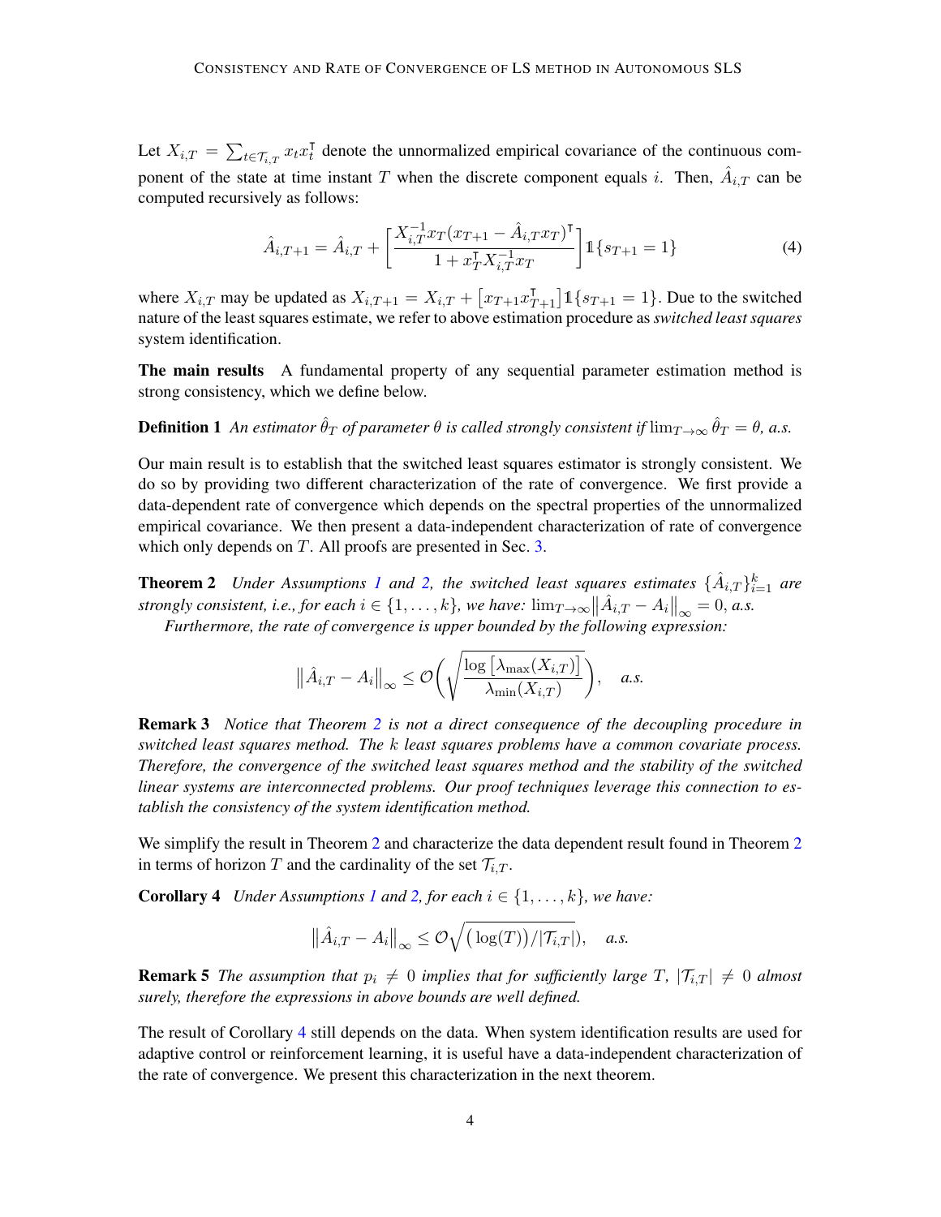Let $X_{i,T} = \sum_{t\in\mathcal{T}_{i,T}} x_t x_t^\intercal$ denote the unnormalized empirical covariance of the continuous component of the state at time instant $T$ when the discrete component equals $i$. Then, $\hat{A}_{i,T}$ can be computed recursively as follows:

$$\hat{A}_{i,T+1} = \hat{A}_{i,T} + \left[\frac{X_{i,T}^{-1} x_T (x_{T+1} - \hat{A}_{i,T} x_T)^\intercal}{1 + x_T^\intercal X_{i,T}^{-1} x_T}\right] \mathbb{1}\{s_{T+1} = 1\} \tag{4}$$

where $X_{i,T}$ may be updated as $X_{i,T+1} = X_{i,T} + \left[x_{T+1} x_{T+1}^\intercal\right] \mathbb{1}\{s_{T+1} = 1\}$. Due to the switched nature of the least squares estimate, we refer to above estimation procedure as *switched least squares* system identification.

**The main results** A fundamental property of any sequential parameter estimation method is strong consistency, which we define below.

**Definition 1** *An estimator $\hat{\theta}_T$ of parameter $\theta$ is called strongly consistent if $\lim_{T\to\infty} \hat{\theta}_T = \theta$, a.s.*

Our main result is to establish that the switched least squares estimator is strongly consistent. We do so by providing two different characterization of the rate of convergence. We first provide a data-dependent rate of convergence which depends on the spectral properties of the unnormalized empirical covariance. We then present a data-independent characterization of rate of convergence which only depends on $T$. All proofs are presented in Sec. 3.

**Theorem 2** *Under Assumptions 1 and 2, the switched least squares estimates $\{\hat{A}_{i,T}\}_{i=1}^k$ are strongly consistent, i.e., for each $i \in \{1, \dots, k\}$, we have: $\lim_{T\to\infty} \|\hat{A}_{i,T} - A_i\|_\infty = 0$, a.s.*

*Furthermore, the rate of convergence is upper bounded by the following expression:*

$$\|\hat{A}_{i,T} - A_i\|_\infty \leq \mathcal{O}\left(\sqrt{\frac{\log\left[\lambda_{\max}(X_{i,T})\right]}{\lambda_{\min}(X_{i,T})}}\right), \quad a.s.$$

**Remark 3** *Notice that Theorem 2 is not a direct consequence of the decoupling procedure in switched least squares method. The $k$ least squares problems have a common covariate process. Therefore, the convergence of the switched least squares method and the stability of the switched linear systems are interconnected problems. Our proof techniques leverage this connection to establish the consistency of the system identification method.*

We simplify the result in Theorem 2 and characterize the data dependent result found in Theorem 2 in terms of horizon $T$ and the cardinality of the set $\mathcal{T}_{i,T}$.

**Corollary 4** *Under Assumptions 1 and 2, for each $i \in \{1, \dots, k\}$, we have:*

$$\|\hat{A}_{i,T} - A_i\|_\infty \leq \mathcal{O}\sqrt{\big(\log(T)\big)/|\mathcal{T}_{i,T}|}), \quad a.s.$$

**Remark 5** *The assumption that $p_i \neq 0$ implies that for sufficiently large $T$, $|\mathcal{T}_{i,T}| \neq 0$ almost surely, therefore the expressions in above bounds are well defined.*

The result of Corollary 4 still depends on the data. When system identification results are used for adaptive control or reinforcement learning, it is useful have a data-independent characterization of the rate of convergence. We present this characterization in the next theorem.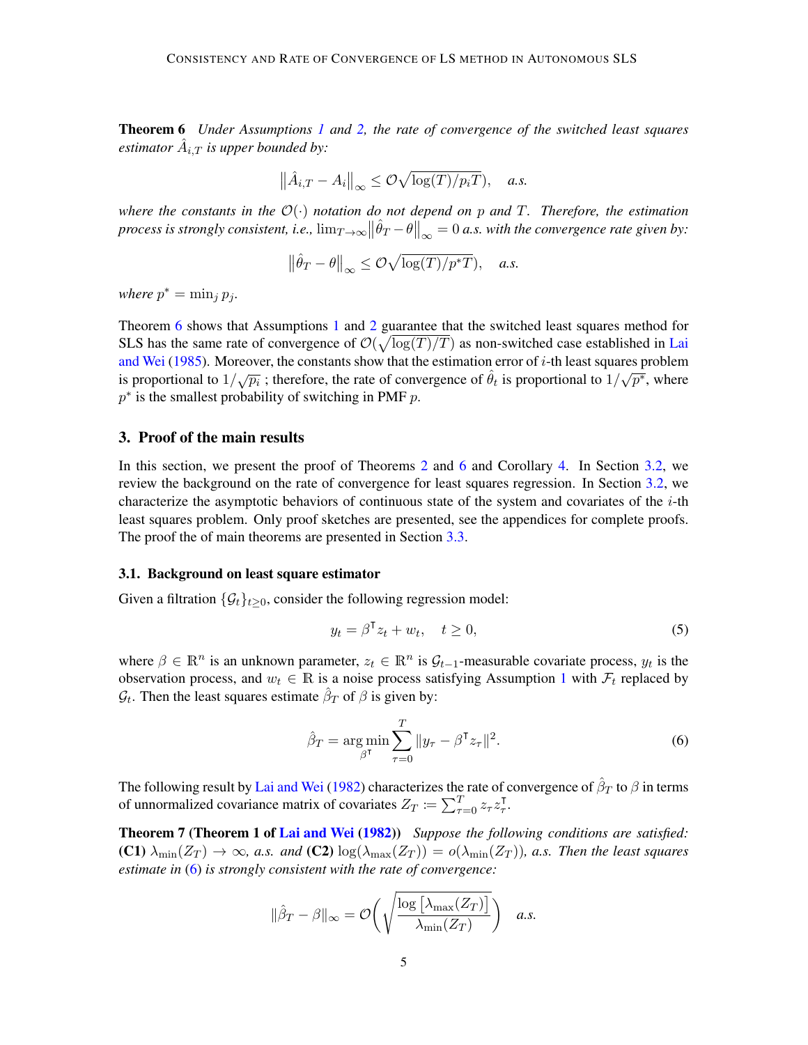**Theorem 6** *Under Assumptions 1 and 2, the rate of convergence of the switched least squares estimator $\hat{A}_{i,T}$ is upper bounded by:*

$$\left\|\hat{A}_{i,T} - A_i\right\|_\infty \leq \mathcal{O}\sqrt{\log(T)/p_i T}), \quad a.s.$$

*where the constants in the $\mathcal{O}(\cdot)$ notation do not depend on $p$ and $T$. Therefore, the estimation process is strongly consistent, i.e., $\lim_{T\to\infty}\left\|\hat{\theta}_T - \theta\right\|_\infty = 0$ a.s. with the convergence rate given by:*

$$\left\|\hat{\theta}_T - \theta\right\|_\infty \leq \mathcal{O}\sqrt{\log(T)/p^* T}), \quad a.s.$$

*where $p^* = \min_j p_j$.*

Theorem 6 shows that Assumptions 1 and 2 guarantee that the switched least squares method for SLS has the same rate of convergence of $\mathcal{O}(\sqrt{\log(T)/T})$ as non-switched case established in Lai and Wei (1985). Moreover, the constants show that the estimation error of $i$-th least squares problem is proportional to $1/\sqrt{p_i}$ ; therefore, the rate of convergence of $\hat{\theta}_t$ is proportional to $1/\sqrt{p^*}$, where $p^*$ is the smallest probability of switching in PMF $p$.

## 3. Proof of the main results

In this section, we present the proof of Theorems 2 and 6 and Corollary 4. In Section 3.2, we review the background on the rate of convergence for least squares regression. In Section 3.2, we characterize the asymptotic behaviors of continuous state of the system and covariates of the $i$-th least squares problem. Only proof sketches are presented, see the appendices for complete proofs. The proof the of main theorems are presented in Section 3.3.

### 3.1. Background on least square estimator

Given a filtration $\{\mathcal{G}_t\}_{t\geq 0}$, consider the following regression model:

$$y_t = \beta^\intercal z_t + w_t, \quad t \geq 0, \tag{5}$$

where $\beta \in \mathbb{R}^n$ is an unknown parameter, $z_t \in \mathbb{R}^n$ is $\mathcal{G}_{t-1}$-measurable covariate process, $y_t$ is the observation process, and $w_t \in \mathbb{R}$ is a noise process satisfying Assumption 1 with $\mathcal{F}_t$ replaced by $\mathcal{G}_t$. Then the least squares estimate $\hat{\beta}_T$ of $\beta$ is given by:

$$\hat{\beta}_T = \arg\min_{\beta^\intercal} \sum_{\tau=0}^{T} \|y_\tau - \beta^\intercal z_\tau\|^2. \tag{6}$$

The following result by Lai and Wei (1982) characterizes the rate of convergence of $\hat{\beta}_T$ to $\beta$ in terms of unnormalized covariance matrix of covariates $Z_T := \sum_{\tau=0}^{T} z_\tau z_\tau^\intercal$.

**Theorem 7 (Theorem 1 of Lai and Wei (1982))** *Suppose the following conditions are satisfied:* **(C1)** *$\lambda_{\min}(Z_T) \to \infty$, a.s. and* **(C2)** *$\log(\lambda_{\max}(Z_T)) = o(\lambda_{\min}(Z_T))$, a.s. Then the least squares estimate in (6) is strongly consistent with the rate of convergence:*

$$\|\hat{\beta}_T - \beta\|_\infty = \mathcal{O}\left(\sqrt{\frac{\log\left[\lambda_{\max}(Z_T)\right]}{\lambda_{\min}(Z_T)}}\right) \quad a.s.$$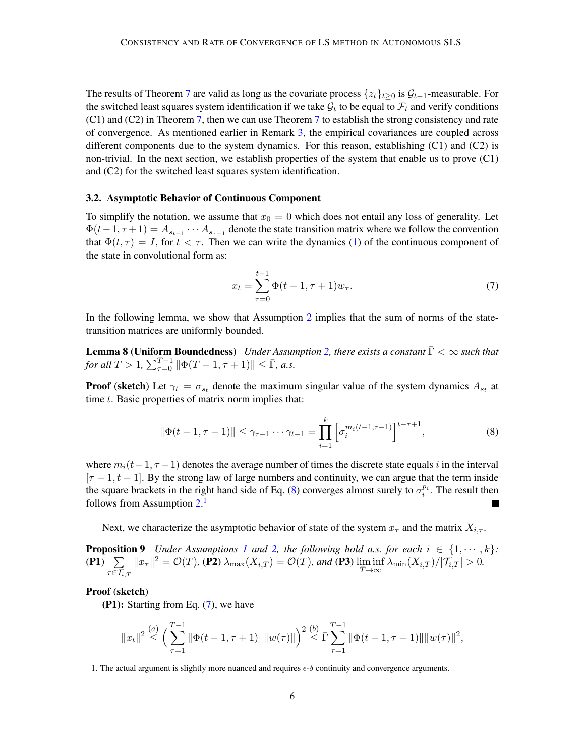The results of Theorem 7 are valid as long as the covariate process $\{z_t\}_{t\geq 0}$ is $\mathcal{G}_{t-1}$-measurable. For the switched least squares system identification if we take $\mathcal{G}_t$ to be equal to $\mathcal{F}_t$ and verify conditions (C1) and (C2) in Theorem 7, then we can use Theorem 7 to establish the strong consistency and rate of convergence. As mentioned earlier in Remark 3, the empirical covariances are coupled across different components due to the system dynamics. For this reason, establishing (C1) and (C2) is non-trivial. In the next section, we establish properties of the system that enable us to prove (C1) and (C2) for the switched least squares system identification.

### 3.2. Asymptotic Behavior of Continuous Component

To simplify the notation, we assume that $x_0 = 0$ which does not entail any loss of generality. Let $\Phi(t-1, \tau+1) = A_{s_{t-1}} \cdots A_{s_{\tau+1}}$ denote the state transition matrix where we follow the convention that $\Phi(t, \tau) = I$, for $t < \tau$. Then we can write the dynamics (1) of the continuous component of the state in convolutional form as:

$$x_t = \sum_{\tau=0}^{t-1} \Phi(t-1, \tau+1) w_\tau. \tag{7}$$

In the following lemma, we show that Assumption 2 implies that the sum of norms of the state-transition matrices are uniformly bounded.

**Lemma 8 (Uniform Boundedness)** *Under Assumption 2, there exists a constant $\bar{\Gamma} < \infty$ such that for all $T > 1$, $\sum_{\tau=0}^{T-1} \|\Phi(T-1, \tau+1)\| \leq \bar{\Gamma}$, a.s.*

**Proof** (**sketch**) Let $\gamma_t = \sigma_{s_t}$ denote the maximum singular value of the system dynamics $A_{s_t}$ at time $t$. Basic properties of matrix norm implies that:

$$\|\Phi(t-1, \tau-1)\| \leq \gamma_{\tau-1} \cdots \gamma_{t-1} = \prod_{i=1}^{k} \left[ \sigma_i^{m_i(t-1, \tau-1)} \right]^{t-\tau+1}, \tag{8}$$

where $m_i(t-1, \tau-1)$ denotes the average number of times the discrete state equals $i$ in the interval $[\tau-1, t-1]$. By the strong law of large numbers and continuity, we can argue that the term inside the square brackets in the right hand side of Eq. (8) converges almost surely to $\sigma_i^{p_i}$. The result then follows from Assumption 2.[1] ■

Next, we characterize the asymptotic behavior of state of the system $x_\tau$ and the matrix $X_{i,\tau}$.

**Proposition 9** *Under Assumptions 1 and 2, the following hold a.s. for each $i \in \{1, \cdots, k\}$:* **(P1)** $\sum_{\tau \in \mathcal{T}_{i,T}} \|x_\tau\|^2 = \mathcal{O}(T)$, **(P2)** $\lambda_{\max}(X_{i,T}) = \mathcal{O}(T)$, *and* **(P3)** $\liminf_{T\to\infty} \lambda_{\min}(X_{i,T})/|\mathcal{T}_{i,T}| > 0$.

**Proof** (**sketch**)

**(P1):** Starting from Eq. (7), we have

$$\|x_t\|^2 \overset{(a)}{\leq} \Big( \sum_{\tau=1}^{T-1} \|\Phi(t-1, \tau+1)\| \|w(\tau)\| \Big)^2 \overset{(b)}{\leq} \bar{\Gamma} \sum_{\tau=1}^{T-1} \|\Phi(t-1, \tau+1)\| \|w(\tau)\|^2,$$

1. The actual argument is slightly more nuanced and requires $\epsilon$-$\delta$ continuity and convergence arguments.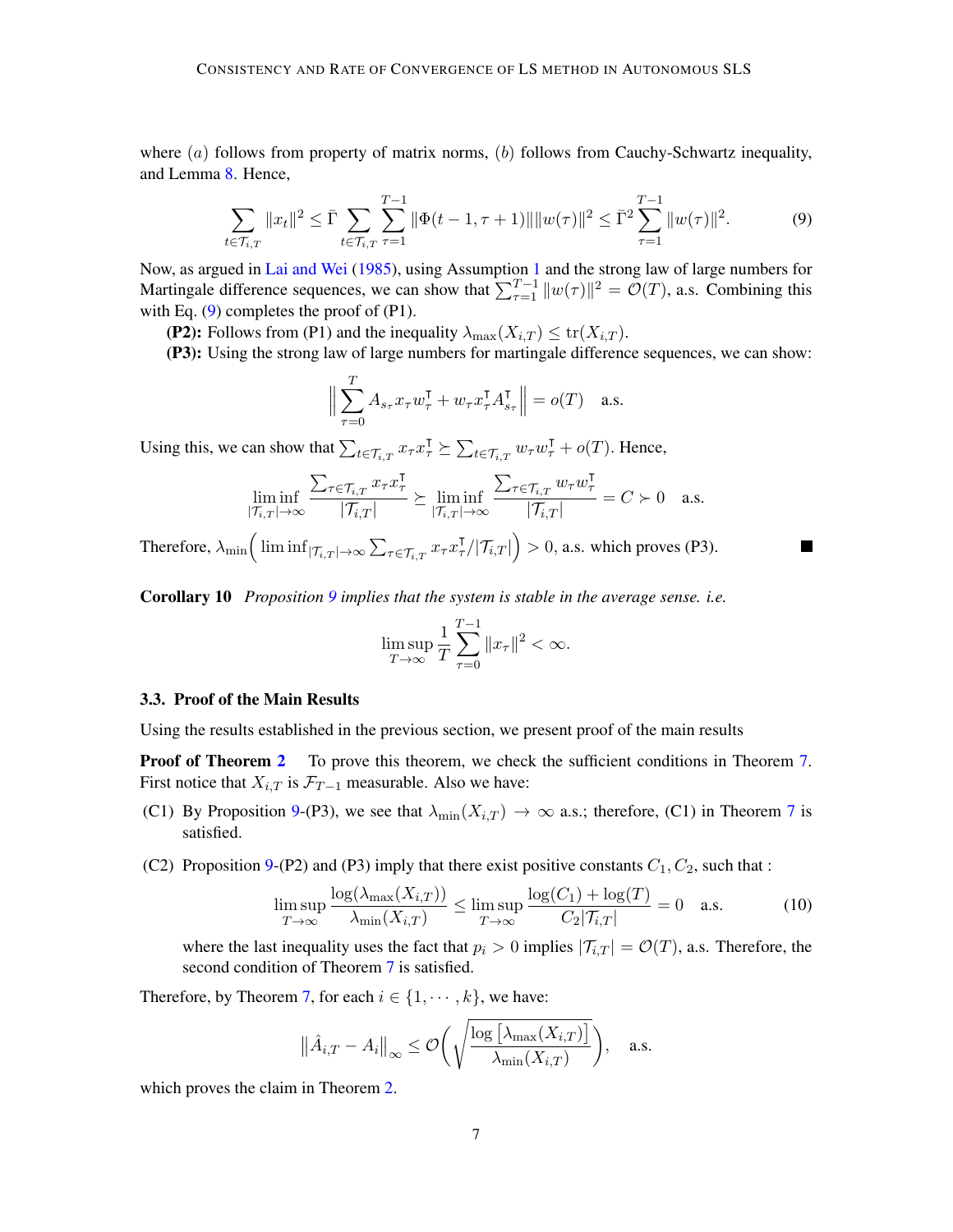where $(a)$ follows from property of matrix norms, $(b)$ follows from Cauchy-Schwartz inequality, and Lemma 8. Hence,

$$\sum_{t\in\mathcal{T}_{i,T}} \|x_t\|^2 \leq \bar{\Gamma} \sum_{t\in\mathcal{T}_{i,T}} \sum_{\tau=1}^{T-1} \|\Phi(t-1,\tau+1)\| \|w(\tau)\|^2 \leq \bar{\Gamma}^2 \sum_{\tau=1}^{T-1} \|w(\tau)\|^2. \tag{9}$$

Now, as argued in Lai and Wei (1985), using Assumption 1 and the strong law of large numbers for Martingale difference sequences, we can show that $\sum_{\tau=1}^{T-1} \|w(\tau)\|^2 = \mathcal{O}(T)$, a.s. Combining this with Eq. (9) completes the proof of (P1).

**(P2):** Follows from (P1) and the inequality $\lambda_{\max}(X_{i,T}) \leq \operatorname{tr}(X_{i,T})$.

**(P3):** Using the strong law of large numbers for martingale difference sequences, we can show:

$$\left\| \sum_{\tau=0}^{T} A_{s_\tau} x_\tau w_\tau^\intercal + w_\tau x_\tau^\intercal A_{s_\tau}^\intercal \right\| = o(T) \quad \text{a.s.}$$

Using this, we can show that $\sum_{t\in\mathcal{T}_{i,T}} x_\tau x_\tau^\intercal \succeq \sum_{t\in\mathcal{T}_{i,T}} w_\tau w_\tau^\intercal + o(T)$. Hence,

$$\liminf_{|\mathcal{T}_{i,T}|\to\infty} \frac{\sum_{\tau\in\mathcal{T}_{i,T}} x_\tau x_\tau^\intercal}{|\mathcal{T}_{i,T}|} \succeq \liminf_{|\mathcal{T}_{i,T}|\to\infty} \frac{\sum_{\tau\in\mathcal{T}_{i,T}} w_\tau w_\tau^\intercal}{|\mathcal{T}_{i,T}|} = C \succ 0 \quad \text{a.s.}$$

Therefore, $\lambda_{\min}\Big( \liminf_{|\mathcal{T}_{i,T}|\to\infty} \sum_{\tau\in\mathcal{T}_{i,T}} x_\tau x_\tau^\intercal / |\mathcal{T}_{i,T}| \Big) > 0$, a.s. which proves (P3). ∎

**Corollary 10** *Proposition 9 implies that the system is stable in the average sense. i.e.*

$$\limsup_{T\to\infty} \frac{1}{T} \sum_{\tau=0}^{T-1} \|x_\tau\|^2 < \infty.$$

### 3.3. Proof of the Main Results

Using the results established in the previous section, we present proof of the main results

**Proof of Theorem 2** To prove this theorem, we check the sufficient conditions in Theorem 7. First notice that $X_{i,T}$ is $\mathcal{F}_{T-1}$ measurable. Also we have:

(C1) By Proposition 9-(P3), we see that $\lambda_{\min}(X_{i,T}) \to \infty$ a.s.; therefore, (C1) in Theorem 7 is satisfied.

(C2) Proposition 9-(P2) and (P3) imply that there exist positive constants $C_1, C_2$, such that :

$$\limsup_{T\to\infty} \frac{\log(\lambda_{\max}(X_{i,T}))}{\lambda_{\min}(X_{i,T})} \leq \limsup_{T\to\infty} \frac{\log(C_1) + \log(T)}{C_2|\mathcal{T}_{i,T}|} = 0 \quad \text{a.s.} \tag{10}$$

where the last inequality uses the fact that $p_i > 0$ implies $|\mathcal{T}_{i,T}| = \mathcal{O}(T)$, a.s. Therefore, the second condition of Theorem 7 is satisfied.

Therefore, by Theorem 7, for each $i \in \{1, \cdots, k\}$, we have:

$$\big\|\hat{A}_{i,T} - A_i\big\|_\infty \leq \mathcal{O}\Bigg( \sqrt{\frac{\log\big[\lambda_{\max}(X_{i,T})\big]}{\lambda_{\min}(X_{i,T})}} \Bigg), \quad \text{a.s.}$$

which proves the claim in Theorem 2.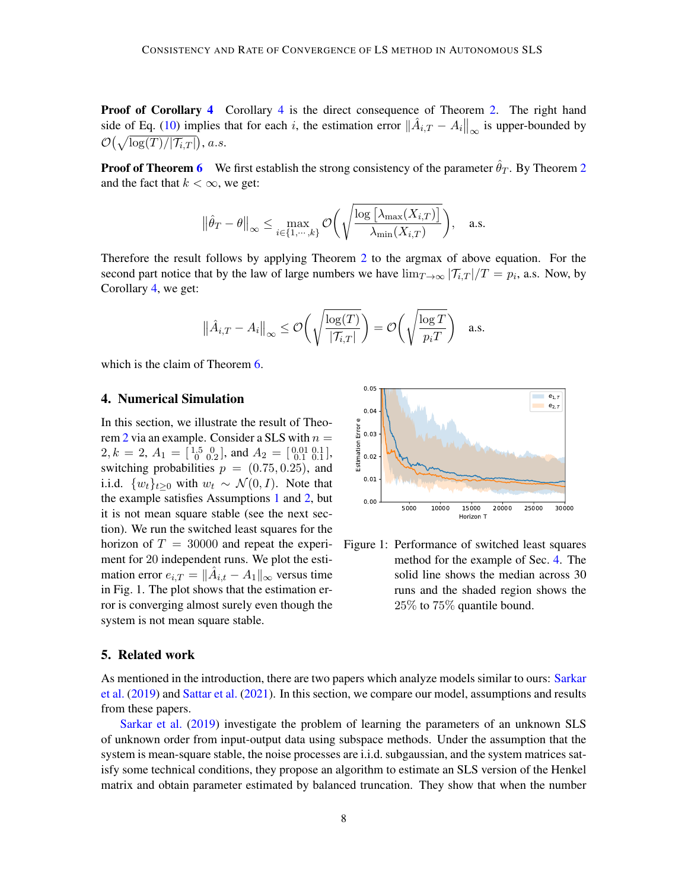**Proof of Corollary 4** Corollary 4 is the direct consequence of Theorem 2. The right hand side of Eq. (10) implies that for each $i$, the estimation error $\|\hat{A}_{i,T} - A_i\|_\infty$ is upper-bounded by $\mathcal{O}\left(\sqrt{\log(T)/|\mathcal{T}_{i,T}|}\right)$, *a.s.*

**Proof of Theorem 6** We first establish the strong consistency of the parameter $\hat{\theta}_T$. By Theorem 2 and the fact that $k < \infty$, we get:

$$\left\|\hat{\theta}_T - \theta\right\|_\infty \leq \max_{i \in \{1,\cdots,k\}} \mathcal{O}\left(\sqrt{\frac{\log\left[\lambda_{\max}(X_{i,T})\right]}{\lambda_{\min}(X_{i,T})}}\right), \quad \text{a.s.}$$

Therefore the result follows by applying Theorem 2 to the argmax of above equation. For the second part notice that by the law of large numbers we have $\lim_{T\to\infty} |\mathcal{T}_{i,T}|/T = p_i$, a.s. Now, by Corollary 4, we get:

$$\left\|\hat{A}_{i,T} - A_i\right\|_\infty \leq \mathcal{O}\left(\sqrt{\frac{\log(T)}{|\mathcal{T}_{i,T}|}}\right) = \mathcal{O}\left(\sqrt{\frac{\log T}{p_i T}}\right) \quad \text{a.s.}$$

which is the claim of Theorem 6.

## 4. Numerical Simulation

In this section, we illustrate the result of Theorem 2 via an example. Consider a SLS with $n = 2, k = 2$, $A_1 = \left[\begin{smallmatrix} 1.5 & 0 \\ 0 & 0.2 \end{smallmatrix}\right]$, and $A_2 = \left[\begin{smallmatrix} 0.01 & 0.1 \\ 0.1 & 0.1 \end{smallmatrix}\right]$, switching probabilities $p = (0.75, 0.25)$, and i.i.d. $\{w_t\}_{t\geq 0}$ with $w_t \sim \mathcal{N}(0, I)$. Note that the example satisfies Assumptions 1 and 2, but it is not mean square stable (see the next section). We run the switched least squares for the horizon of $T = 30000$ and repeat the experiment for 20 independent runs. We plot the estimation error $e_{i,T} = \|\hat{A}_{i,t} - A_1\|_\infty$ versus time in Fig. 1. The plot shows that the estimation error is converging almost surely even though the system is not mean square stable.

Figure 1: Performance of switched least squares method for the example of Sec. 4. The solid line shows the median across 30 runs and the shaded region shows the 25% to 75% quantile bound.

## 5. Related work

As mentioned in the introduction, there are two papers which analyze models similar to ours: Sarkar et al. (2019) and Sattar et al. (2021). In this section, we compare our model, assumptions and results from these papers.

Sarkar et al. (2019) investigate the problem of learning the parameters of an unknown SLS of unknown order from input-output data using subspace methods. Under the assumption that the system is mean-square stable, the noise processes are i.i.d. subgaussian, and the system matrices satisfy some technical conditions, they propose an algorithm to estimate an SLS version of the Henkel matrix and obtain parameter estimated by balanced truncation. They show that when the number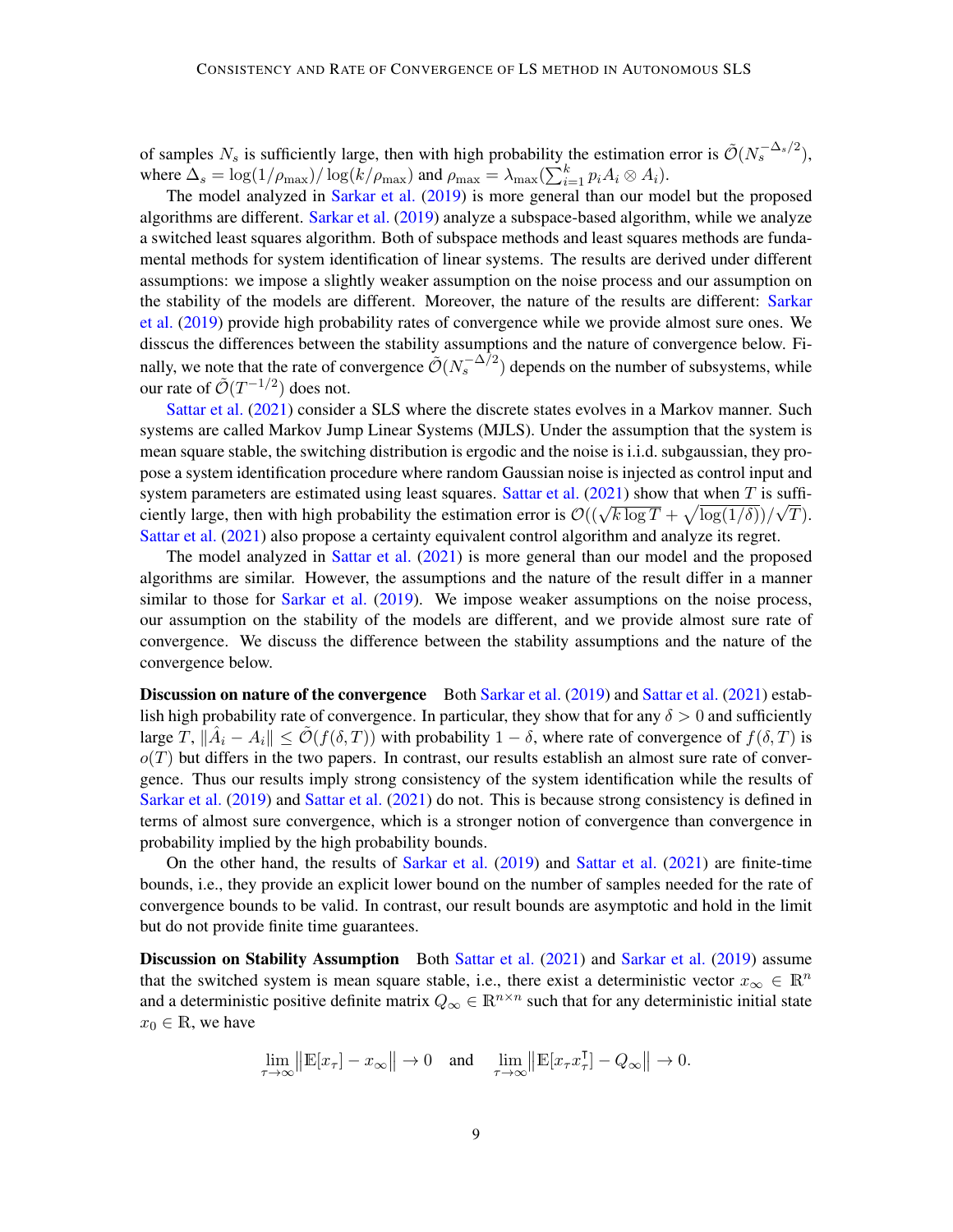of samples $N_s$ is sufficiently large, then with high probability the estimation error is $\tilde{\mathcal{O}}(N_s^{-\Delta_s/2})$, where $\Delta_s = \log(1/\rho_{\max})/\log(k/\rho_{\max})$ and $\rho_{\max} = \lambda_{\max}(\sum_{i=1}^{k} p_i A_i \otimes A_i)$.

The model analyzed in Sarkar et al. (2019) is more general than our model but the proposed algorithms are different. Sarkar et al. (2019) analyze a subspace-based algorithm, while we analyze a switched least squares algorithm. Both of subspace methods and least squares methods are fundamental methods for system identification of linear systems. The results are derived under different assumptions: we impose a slightly weaker assumption on the noise process and our assumption on the stability of the models are different. Moreover, the nature of the results are different: Sarkar et al. (2019) provide high probability rates of convergence while we provide almost sure ones. We disscus the differences between the stability assumptions and the nature of convergence below. Finally, we note that the rate of convergence $\tilde{\mathcal{O}}(N_s^{-\Delta/2})$ depends on the number of subsystems, while our rate of $\tilde{\mathcal{O}}(T^{-1/2})$ does not.

Sattar et al. (2021) consider a SLS where the discrete states evolves in a Markov manner. Such systems are called Markov Jump Linear Systems (MJLS). Under the assumption that the system is mean square stable, the switching distribution is ergodic and the noise is i.i.d. subgaussian, they propose a system identification procedure where random Gaussian noise is injected as control input and system parameters are estimated using least squares. Sattar et al. (2021) show that when $T$ is sufficiently large, then with high probability the estimation error is $\mathcal{O}((\sqrt{k \log T} + \sqrt{\log(1/\delta)})/\sqrt{T})$. Sattar et al. (2021) also propose a certainty equivalent control algorithm and analyze its regret.

The model analyzed in Sattar et al. (2021) is more general than our model and the proposed algorithms are similar. However, the assumptions and the nature of the result differ in a manner similar to those for Sarkar et al. (2019). We impose weaker assumptions on the noise process, our assumption on the stability of the models are different, and we provide almost sure rate of convergence. We discuss the difference between the stability assumptions and the nature of the convergence below.

**Discussion on nature of the convergence** Both Sarkar et al. (2019) and Sattar et al. (2021) establish high probability rate of convergence. In particular, they show that for any $\delta > 0$ and sufficiently large $T$, $\|\hat{A}_i - A_i\| \le \tilde{\mathcal{O}}(f(\delta, T))$ with probability $1 - \delta$, where rate of convergence of $f(\delta, T)$ is $o(T)$ but differs in the two papers. In contrast, our results establish an almost sure rate of convergence. Thus our results imply strong consistency of the system identification while the results of Sarkar et al. (2019) and Sattar et al. (2021) do not. This is because strong consistency is defined in terms of almost sure convergence, which is a stronger notion of convergence than convergence in probability implied by the high probability bounds.

On the other hand, the results of Sarkar et al. (2019) and Sattar et al. (2021) are finite-time bounds, i.e., they provide an explicit lower bound on the number of samples needed for the rate of convergence bounds to be valid. In contrast, our result bounds are asymptotic and hold in the limit but do not provide finite time guarantees.

**Discussion on Stability Assumption** Both Sattar et al. (2021) and Sarkar et al. (2019) assume that the switched system is mean square stable, i.e., there exist a deterministic vector $x_\infty \in \mathbb{R}^n$ and a deterministic positive definite matrix $Q_\infty \in \mathbb{R}^{n \times n}$ such that for any deterministic initial state $x_0 \in \mathbb{R}$, we have

$$\lim_{\tau \to \infty} \|\mathbb{E}[x_\tau] - x_\infty\| \to 0 \quad \text{and} \quad \lim_{\tau \to \infty} \|\mathbb{E}[x_\tau x_\tau^\intercal] - Q_\infty\| \to 0.$$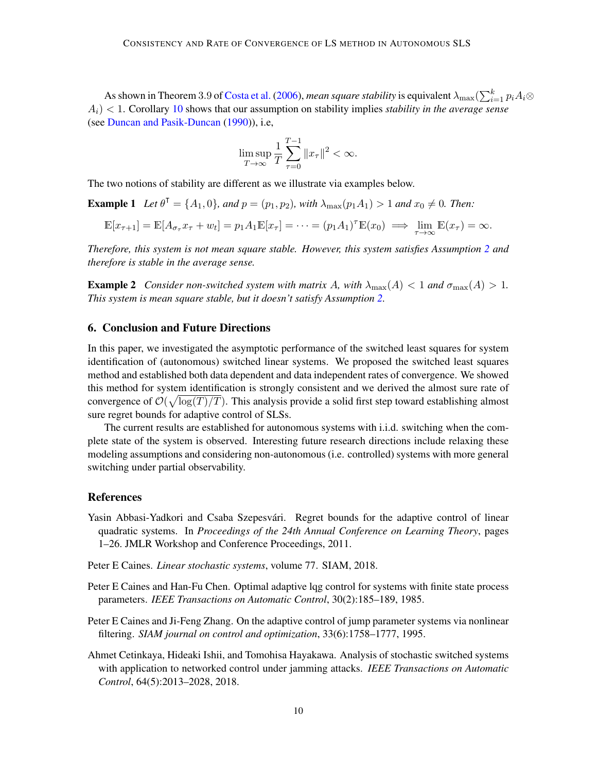As shown in Theorem 3.9 of Costa et al. (2006), *mean square stability* is equivalent $\lambda_{\max}(\sum_{i=1}^{k} p_i A_i \otimes A_i) < 1$. Corollary 10 shows that our assumption on stability implies *stability in the average sense* (see Duncan and Pasik-Duncan (1990)), i.e,

$$\limsup_{T\to\infty} \frac{1}{T} \sum_{\tau=0}^{T-1} \|x_\tau\|^2 < \infty.$$

The two notions of stability are different as we illustrate via examples below.

**Example 1** *Let $\theta^\mathsf{T} = \{A_1, 0\}$, and $p = (p_1, p_2)$, with $\lambda_{\max}(p_1 A_1) > 1$ and $x_0 \neq 0$. Then:*

$$\mathbb{E}[x_{\tau+1}] = \mathbb{E}[A_{\sigma_\tau} x_\tau + w_t] = p_1 A_1 \mathbb{E}[x_\tau] = \cdots = (p_1 A_1)^\tau \mathbb{E}(x_0) \implies \lim_{\tau\to\infty} \mathbb{E}(x_\tau) = \infty.$$

*Therefore, this system is not mean square stable. However, this system satisfies Assumption 2 and therefore is stable in the average sense.*

**Example 2** *Consider non-switched system with matrix $A$, with $\lambda_{\max}(A) < 1$ and $\sigma_{\max}(A) > 1$. This system is mean square stable, but it doesn't satisfy Assumption 2.*

## 6. Conclusion and Future Directions

In this paper, we investigated the asymptotic performance of the switched least squares for system identification of (autonomous) switched linear systems. We proposed the switched least squares method and established both data dependent and data independent rates of convergence. We showed this method for system identification is strongly consistent and we derived the almost sure rate of convergence of $\mathcal{O}(\sqrt{\log(T)/T})$. This analysis provide a solid first step toward establishing almost sure regret bounds for adaptive control of SLSs.

The current results are established for autonomous systems with i.i.d. switching when the complete state of the system is observed. Interesting future research directions include relaxing these modeling assumptions and considering non-autonomous (i.e. controlled) systems with more general switching under partial observability.

## References

Yasin Abbasi-Yadkori and Csaba Szepesvári. Regret bounds for the adaptive control of linear quadratic systems. In *Proceedings of the 24th Annual Conference on Learning Theory*, pages 1–26. JMLR Workshop and Conference Proceedings, 2011.

Peter E Caines. *Linear stochastic systems*, volume 77. SIAM, 2018.

Peter E Caines and Han-Fu Chen. Optimal adaptive lqg control for systems with finite state process parameters. *IEEE Transactions on Automatic Control*, 30(2):185–189, 1985.

Peter E Caines and Ji-Feng Zhang. On the adaptive control of jump parameter systems via nonlinear filtering. *SIAM journal on control and optimization*, 33(6):1758–1777, 1995.

Ahmet Cetinkaya, Hideaki Ishii, and Tomohisa Hayakawa. Analysis of stochastic switched systems with application to networked control under jamming attacks. *IEEE Transactions on Automatic Control*, 64(5):2013–2028, 2018.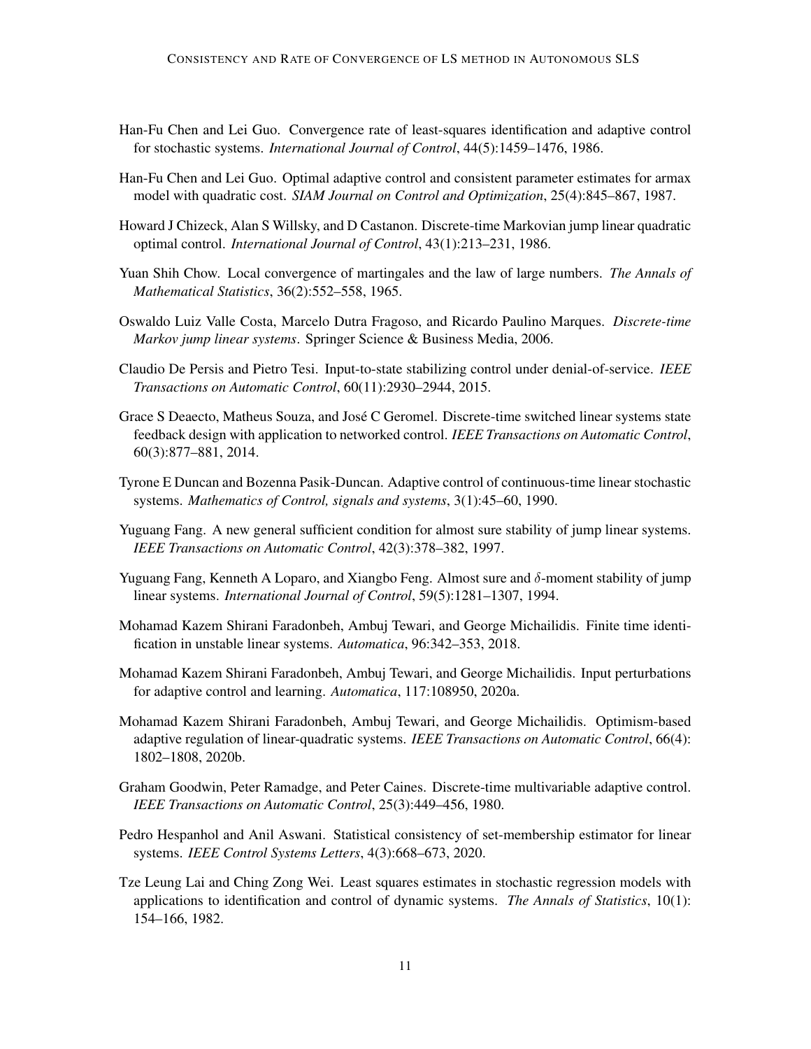Han-Fu Chen and Lei Guo. Convergence rate of least-squares identification and adaptive control for stochastic systems. *International Journal of Control*, 44(5):1459–1476, 1986.

Han-Fu Chen and Lei Guo. Optimal adaptive control and consistent parameter estimates for armax model with quadratic cost. *SIAM Journal on Control and Optimization*, 25(4):845–867, 1987.

Howard J Chizeck, Alan S Willsky, and D Castanon. Discrete-time Markovian jump linear quadratic optimal control. *International Journal of Control*, 43(1):213–231, 1986.

Yuan Shih Chow. Local convergence of martingales and the law of large numbers. *The Annals of Mathematical Statistics*, 36(2):552–558, 1965.

Oswaldo Luiz Valle Costa, Marcelo Dutra Fragoso, and Ricardo Paulino Marques. *Discrete-time Markov jump linear systems*. Springer Science & Business Media, 2006.

Claudio De Persis and Pietro Tesi. Input-to-state stabilizing control under denial-of-service. *IEEE Transactions on Automatic Control*, 60(11):2930–2944, 2015.

Grace S Deaecto, Matheus Souza, and José C Geromel. Discrete-time switched linear systems state feedback design with application to networked control. *IEEE Transactions on Automatic Control*, 60(3):877–881, 2014.

Tyrone E Duncan and Bozenna Pasik-Duncan. Adaptive control of continuous-time linear stochastic systems. *Mathematics of Control, signals and systems*, 3(1):45–60, 1990.

Yuguang Fang. A new general sufficient condition for almost sure stability of jump linear systems. *IEEE Transactions on Automatic Control*, 42(3):378–382, 1997.

Yuguang Fang, Kenneth A Loparo, and Xiangbo Feng. Almost sure and $\delta$-moment stability of jump linear systems. *International Journal of Control*, 59(5):1281–1307, 1994.

Mohamad Kazem Shirani Faradonbeh, Ambuj Tewari, and George Michailidis. Finite time identification in unstable linear systems. *Automatica*, 96:342–353, 2018.

Mohamad Kazem Shirani Faradonbeh, Ambuj Tewari, and George Michailidis. Input perturbations for adaptive control and learning. *Automatica*, 117:108950, 2020a.

Mohamad Kazem Shirani Faradonbeh, Ambuj Tewari, and George Michailidis. Optimism-based adaptive regulation of linear-quadratic systems. *IEEE Transactions on Automatic Control*, 66(4): 1802–1808, 2020b.

Graham Goodwin, Peter Ramadge, and Peter Caines. Discrete-time multivariable adaptive control. *IEEE Transactions on Automatic Control*, 25(3):449–456, 1980.

Pedro Hespanhol and Anil Aswani. Statistical consistency of set-membership estimator for linear systems. *IEEE Control Systems Letters*, 4(3):668–673, 2020.

Tze Leung Lai and Ching Zong Wei. Least squares estimates in stochastic regression models with applications to identification and control of dynamic systems. *The Annals of Statistics*, 10(1): 154–166, 1982.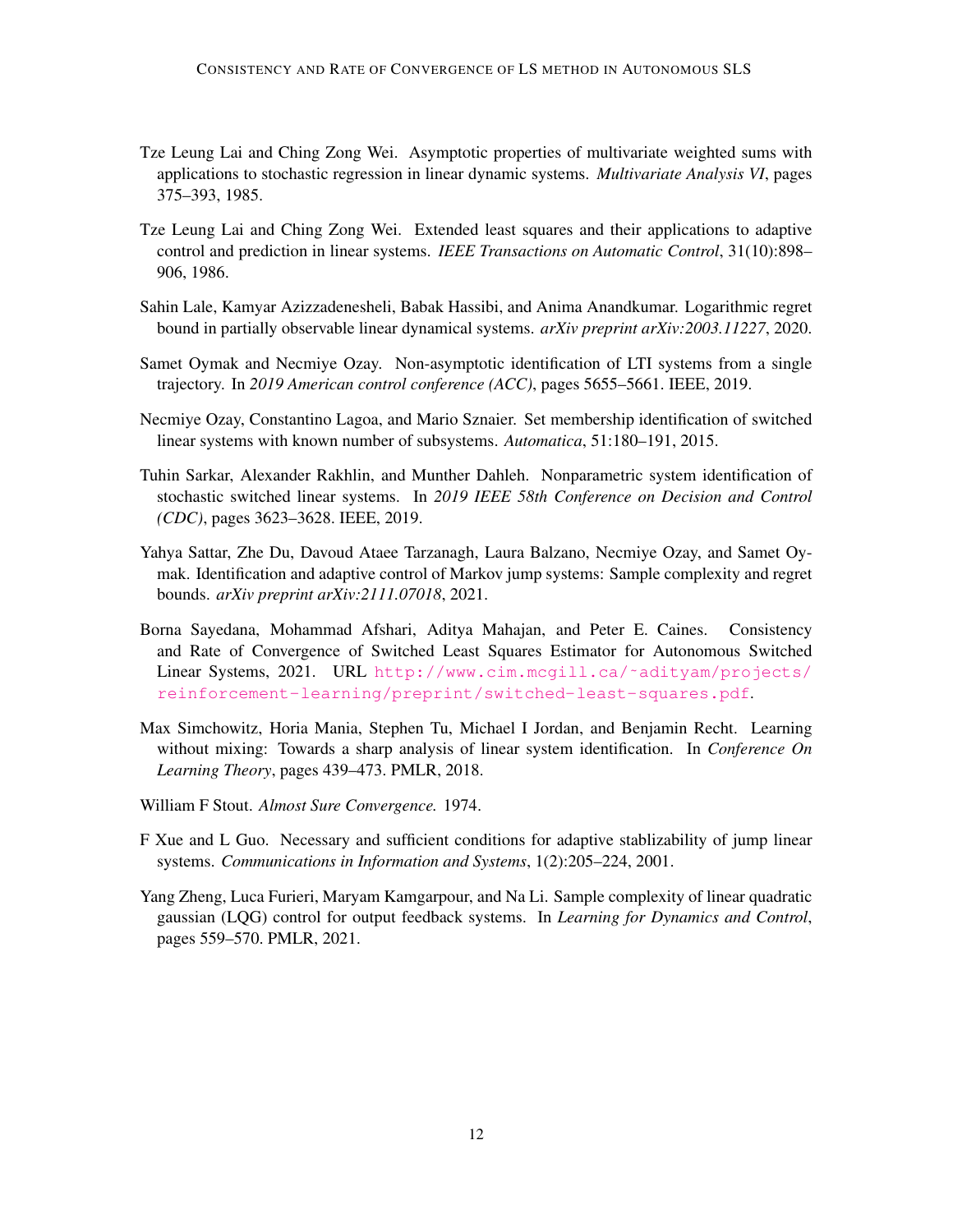Tze Leung Lai and Ching Zong Wei. Asymptotic properties of multivariate weighted sums with applications to stochastic regression in linear dynamic systems. *Multivariate Analysis VI*, pages 375–393, 1985.

Tze Leung Lai and Ching Zong Wei. Extended least squares and their applications to adaptive control and prediction in linear systems. *IEEE Transactions on Automatic Control*, 31(10):898–906, 1986.

Sahin Lale, Kamyar Azizzadenesheli, Babak Hassibi, and Anima Anandkumar. Logarithmic regret bound in partially observable linear dynamical systems. *arXiv preprint arXiv:2003.11227*, 2020.

Samet Oymak and Necmiye Ozay. Non-asymptotic identification of LTI systems from a single trajectory. In *2019 American control conference (ACC)*, pages 5655–5661. IEEE, 2019.

Necmiye Ozay, Constantino Lagoa, and Mario Sznaier. Set membership identification of switched linear systems with known number of subsystems. *Automatica*, 51:180–191, 2015.

Tuhin Sarkar, Alexander Rakhlin, and Munther Dahleh. Nonparametric system identification of stochastic switched linear systems. In *2019 IEEE 58th Conference on Decision and Control (CDC)*, pages 3623–3628. IEEE, 2019.

Yahya Sattar, Zhe Du, Davoud Ataee Tarzanagh, Laura Balzano, Necmiye Ozay, and Samet Oymak. Identification and adaptive control of Markov jump systems: Sample complexity and regret bounds. *arXiv preprint arXiv:2111.07018*, 2021.

Borna Sayedana, Mohammad Afshari, Aditya Mahajan, and Peter E. Caines. Consistency and Rate of Convergence of Switched Least Squares Estimator for Autonomous Switched Linear Systems, 2021. URL http://www.cim.mcgill.ca/~adityam/projects/reinforcement-learning/preprint/switched-least-squares.pdf.

Max Simchowitz, Horia Mania, Stephen Tu, Michael I Jordan, and Benjamin Recht. Learning without mixing: Towards a sharp analysis of linear system identification. In *Conference On Learning Theory*, pages 439–473. PMLR, 2018.

William F Stout. *Almost Sure Convergence.* 1974.

F Xue and L Guo. Necessary and sufficient conditions for adaptive stablizability of jump linear systems. *Communications in Information and Systems*, 1(2):205–224, 2001.

Yang Zheng, Luca Furieri, Maryam Kamgarpour, and Na Li. Sample complexity of linear quadratic gaussian (LQG) control for output feedback systems. In *Learning for Dynamics and Control*, pages 559–570. PMLR, 2021.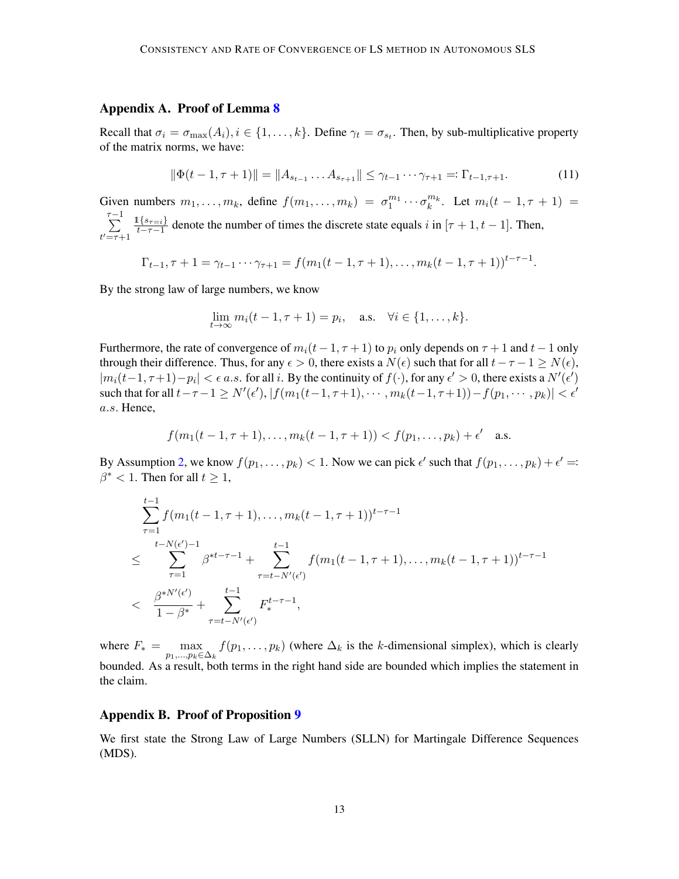## Appendix A. Proof of Lemma 8

Recall that $\sigma_i = \sigma_{\max}(A_i), i \in \{1, \ldots, k\}$. Define $\gamma_t = \sigma_{s_t}$. Then, by sub-multiplicative property of the matrix norms, we have:

$$\|\Phi(t-1, \tau+1)\| = \|A_{s_{t-1}} \ldots A_{s_{\tau+1}}\| \leq \gamma_{t-1} \cdots \gamma_{\tau+1} =: \Gamma_{t-1,\tau+1}. \tag{11}$$

Given numbers $m_1, \ldots, m_k$, define $f(m_1, \ldots, m_k) = \sigma_1^{m_1} \cdots \sigma_k^{m_k}$. Let $m_i(t-1, \tau+1) = \sum_{t'=\tau+1}^{\tau-1} \frac{\mathbb{1}\{s_\tau = i\}}{t-\tau-1}$ denote the number of times the discrete state equals $i$ in $[\tau+1, t-1]$. Then,

$$\Gamma_{t-1}, \tau + 1 = \gamma_{t-1} \cdots \gamma_{\tau+1} = f(m_1(t-1, \tau+1), \ldots, m_k(t-1, \tau+1))^{t-\tau-1}.$$

By the strong law of large numbers, we know

$$\lim_{t \to \infty} m_i(t-1, \tau+1) = p_i, \quad \text{a.s.} \quad \forall i \in \{1, \ldots, k\}.$$

Furthermore, the rate of convergence of $m_i(t-1, \tau+1)$ to $p_i$ only depends on $\tau+1$ and $t-1$ only through their difference. Thus, for any $\epsilon > 0$, there exists a $N(\epsilon)$ such that for all $t - \tau - 1 \geq N(\epsilon)$, $|m_i(t-1, \tau+1) - p_i| < \epsilon \; a.s.$ for all $i$. By the continuity of $f(\cdot)$, for any $\epsilon' > 0$, there exists a $N'(\epsilon')$ such that for all $t - \tau - 1 \geq N'(\epsilon')$, $|f(m_1(t-1, \tau+1), \cdots, m_k(t-1, \tau+1)) - f(p_1, \cdots, p_k)| < \epsilon'$ $a.s.$ Hence,

$$f(m_1(t-1, \tau+1), \ldots, m_k(t-1, \tau+1)) < f(p_1, \ldots, p_k) + \epsilon' \quad \text{a.s.}$$

By Assumption 2, we know $f(p_1, \ldots, p_k) < 1$. Now we can pick $\epsilon'$ such that $f(p_1, \ldots, p_k) + \epsilon' =: \beta^* < 1$. Then for all $t \geq 1$,

$$\begin{aligned}
&\sum_{\tau=1}^{t-1} f(m_1(t-1, \tau+1), \ldots, m_k(t-1, \tau+1))^{t-\tau-1} \\
\leq \quad &\sum_{\tau=1}^{t-N(\epsilon')-1} \beta^{*t-\tau-1} + \sum_{\tau=t-N'(\epsilon')}^{t-1} f(m_1(t-1, \tau+1), \ldots, m_k(t-1, \tau+1))^{t-\tau-1} \\
< \quad &\frac{\beta^{*N'(\epsilon')}}{1-\beta^*} + \sum_{\tau=t-N'(\epsilon')}^{t-1} F_*^{t-\tau-1},
\end{aligned}$$

where $F_* = \max_{p_1, \ldots, p_k \in \Delta_k} f(p_1, \ldots, p_k)$ (where $\Delta_k$ is the $k$-dimensional simplex), which is clearly bounded. As a result, both terms in the right hand side are bounded which implies the statement in the claim.

## Appendix B. Proof of Proposition 9

We first state the Strong Law of Large Numbers (SLLN) for Martingale Difference Sequences (MDS).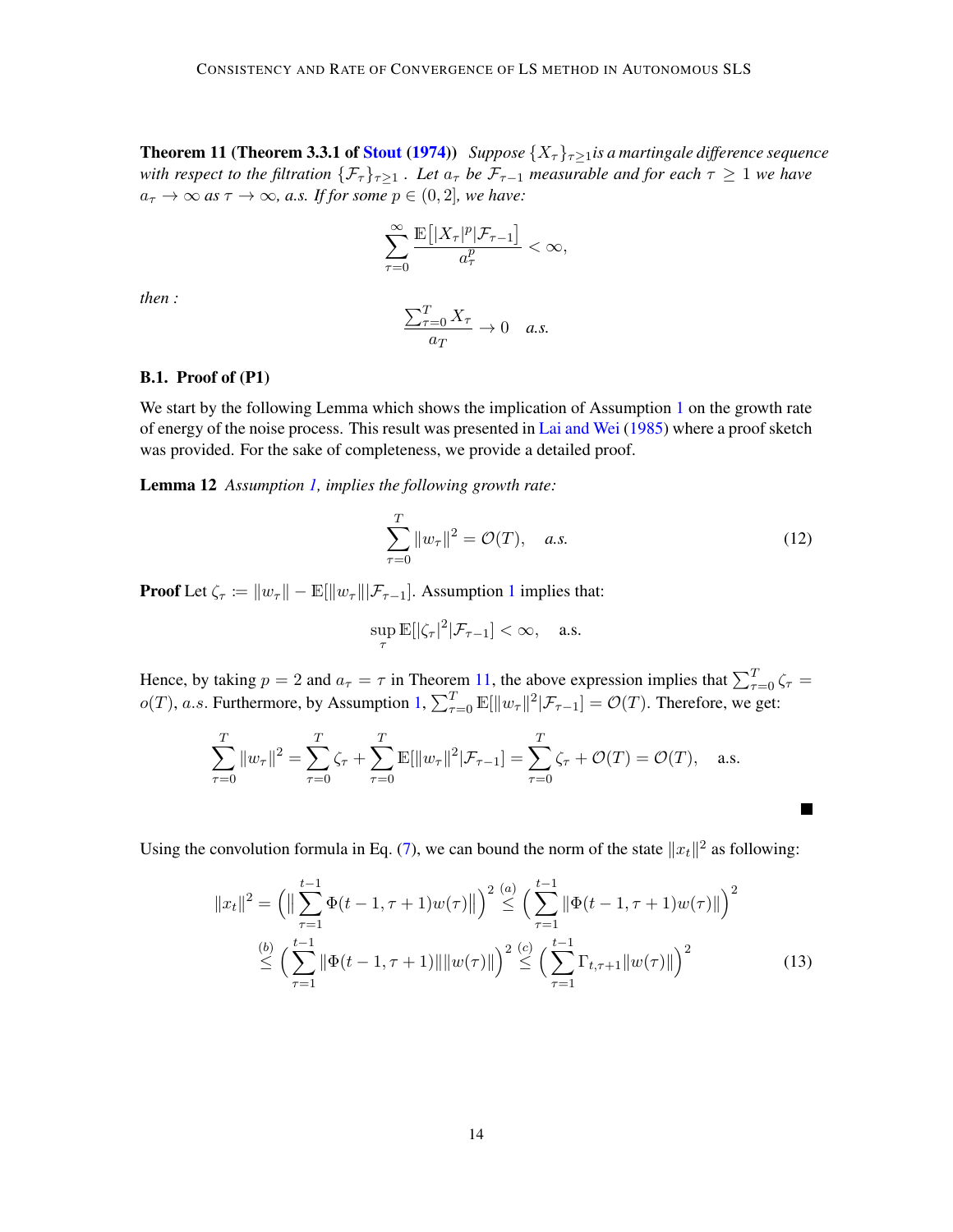**Theorem 11 (Theorem 3.3.1 of Stout (1974))** *Suppose $\{X_\tau\}_{\tau\geq 1}$ is a martingale difference sequence with respect to the filtration $\{\mathcal{F}_\tau\}_{\tau\geq 1}$ . Let $a_\tau$ be $\mathcal{F}_{\tau-1}$ measurable and for each $\tau \geq 1$ we have $a_\tau \to \infty$ as $\tau \to \infty$, a.s. If for some $p \in (0, 2]$, we have:*

$$\sum_{\tau=0}^{\infty} \frac{\mathbb{E}\big[|X_\tau|^p|\mathcal{F}_{\tau-1}\big]}{a_\tau^p} < \infty,$$

*then :*

$$\frac{\sum_{\tau=0}^{T} X_\tau}{a_T} \to 0 \quad \textit{a.s.}$$

### B.1. Proof of (P1)

We start by the following Lemma which shows the implication of Assumption 1 on the growth rate of energy of the noise process. This result was presented in Lai and Wei (1985) where a proof sketch was provided. For the sake of completeness, we provide a detailed proof.

**Lemma 12** *Assumption 1, implies the following growth rate:*

$$\sum_{\tau=0}^{T} \|w_\tau\|^2 = \mathcal{O}(T), \quad \textit{a.s.} \tag{12}$$

**Proof** Let $\zeta_\tau := \|w_\tau\| - \mathbb{E}[\|w_\tau\||\mathcal{F}_{\tau-1}]$. Assumption 1 implies that:

$$\sup_{\tau} \mathbb{E}[|\zeta_\tau|^2|\mathcal{F}_{\tau-1}] < \infty, \quad \text{a.s.}$$

Hence, by taking $p = 2$ and $a_\tau = \tau$ in Theorem 11, the above expression implies that $\sum_{\tau=0}^{T} \zeta_\tau = o(T)$, $a.s$. Furthermore, by Assumption 1, $\sum_{\tau=0}^{T} \mathbb{E}[\|w_\tau\|^2|\mathcal{F}_{\tau-1}] = \mathcal{O}(T)$. Therefore, we get:

$$\sum_{\tau=0}^{T} \|w_\tau\|^2 = \sum_{\tau=0}^{T} \zeta_\tau + \sum_{\tau=0}^{T} \mathbb{E}[\|w_\tau\|^2|\mathcal{F}_{\tau-1}] = \sum_{\tau=0}^{T} \zeta_\tau + \mathcal{O}(T) = \mathcal{O}(T), \quad \text{a.s.}$$

■

Using the convolution formula in Eq. (7), we can bound the norm of the state $\|x_t\|^2$ as following:

$$\begin{aligned}
\|x_t\|^2 = \Big(\Big\|\sum_{\tau=1}^{t-1} \Phi(t-1, \tau+1) w(\tau)\Big\|\Big)^2 &\overset{(a)}{\leq} \Big(\sum_{\tau=1}^{t-1} \|\Phi(t-1, \tau+1) w(\tau)\|\Big)^2 \\
&\overset{(b)}{\leq} \Big(\sum_{\tau=1}^{t-1} \|\Phi(t-1, \tau+1)\| \|w(\tau)\|\Big)^2 \overset{(c)}{\leq} \Big(\sum_{\tau=1}^{t-1} \Gamma_{t,\tau+1} \|w(\tau)\|\Big)^2
\end{aligned} \tag{13}$$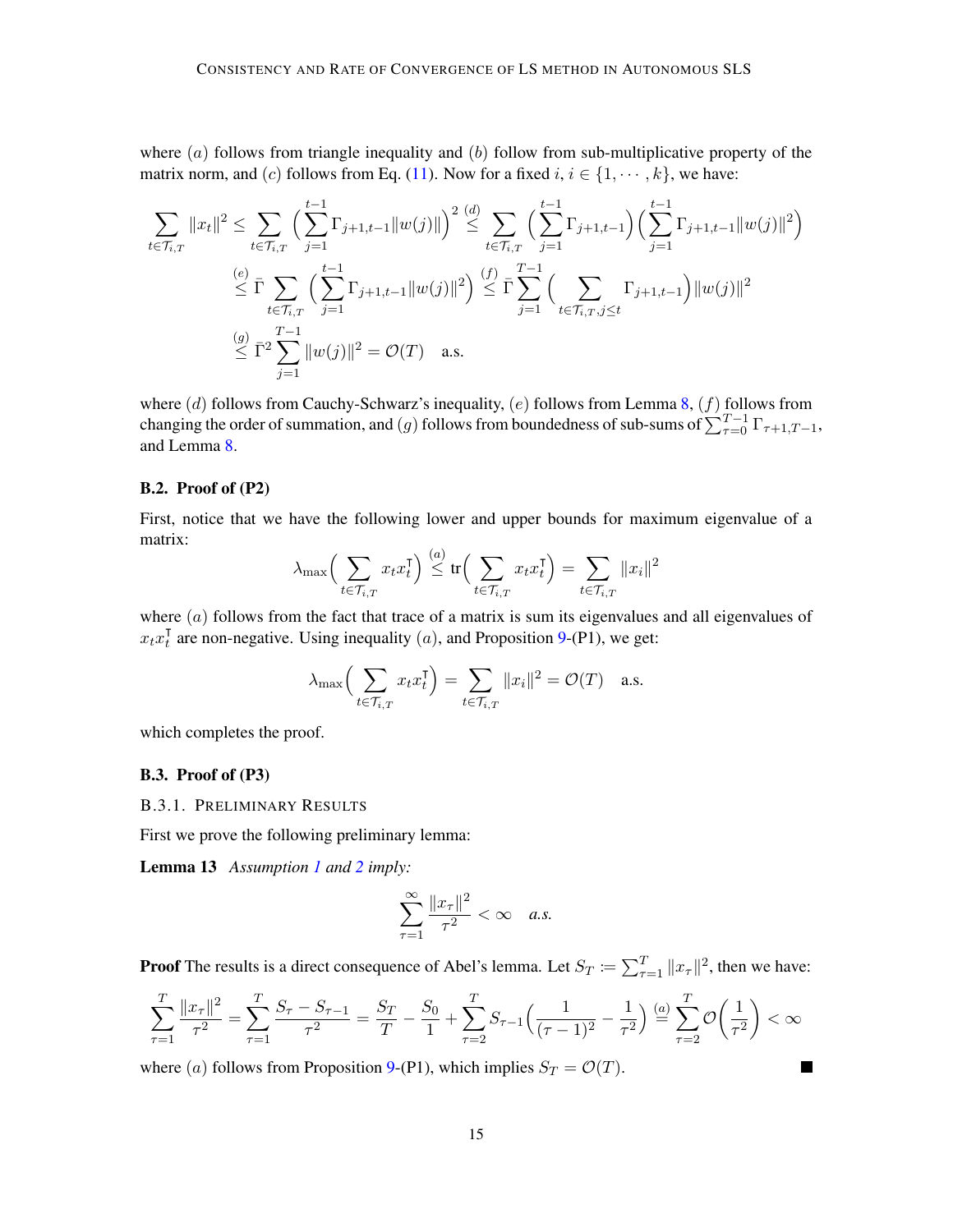where $(a)$ follows from triangle inequality and $(b)$ follow from sub-multiplicative property of the matrix norm, and $(c)$ follows from Eq. (11). Now for a fixed $i$, $i \in \{1, \cdots, k\}$, we have:

$$
\begin{aligned}
\sum_{t \in \mathcal{T}_{i,T}} \|x_t\|^2 &\leq \sum_{t \in \mathcal{T}_{i,T}} \Big( \sum_{j=1}^{t-1} \Gamma_{j+1,t-1} \|w(j)\| \Big)^2 \overset{(d)}{\leq} \sum_{t \in \mathcal{T}_{i,T}} \Big( \sum_{j=1}^{t-1} \Gamma_{j+1,t-1} \Big) \Big( \sum_{j=1}^{t-1} \Gamma_{j+1,t-1} \|w(j)\|^2 \Big) \\
&\overset{(e)}{\leq} \bar{\Gamma} \sum_{t \in \mathcal{T}_{i,T}} \Big( \sum_{j=1}^{t-1} \Gamma_{j+1,t-1} \|w(j)\|^2 \Big) \overset{(f)}{\leq} \bar{\Gamma} \sum_{j=1}^{T-1} \Big( \sum_{t \in \mathcal{T}_{i,T}, j \leq t} \Gamma_{j+1,t-1} \Big) \|w(j)\|^2 \\
&\overset{(g)}{\leq} \bar{\Gamma}^2 \sum_{j=1}^{T-1} \|w(j)\|^2 = \mathcal{O}(T) \quad \text{a.s.}
\end{aligned}
$$

where $(d)$ follows from Cauchy-Schwarz's inequality, $(e)$ follows from Lemma 8, $(f)$ follows from changing the order of summation, and $(g)$ follows from boundedness of sub-sums of $\sum_{\tau=0}^{T-1} \Gamma_{\tau+1,T-1}$, and Lemma 8.

### B.2. Proof of (P2)

First, notice that we have the following lower and upper bounds for maximum eigenvalue of a matrix:

$$
\lambda_{\max}\Big( \sum_{t \in \mathcal{T}_{i,T}} x_t x_t^\intercal \Big) \overset{(a)}{\leq} \operatorname{tr}\Big( \sum_{t \in \mathcal{T}_{i,T}} x_t x_t^\intercal \Big) = \sum_{t \in \mathcal{T}_{i,T}} \|x_i\|^2
$$

where $(a)$ follows from the fact that trace of a matrix is sum its eigenvalues and all eigenvalues of $x_t x_t^\intercal$ are non-negative. Using inequality $(a)$, and Proposition 9-(P1), we get:

$$
\lambda_{\max}\Big( \sum_{t \in \mathcal{T}_{i,T}} x_t x_t^\intercal \Big) = \sum_{t \in \mathcal{T}_{i,T}} \|x_i\|^2 = \mathcal{O}(T) \quad \text{a.s.}
$$

which completes the proof.

### B.3. Proof of (P3)

#### B.3.1. Preliminary Results

First we prove the following preliminary lemma:

**Lemma 13** *Assumption 1 and 2 imply:*

$$
\sum_{\tau=1}^{\infty} \frac{\|x_\tau\|^2}{\tau^2} < \infty \quad \textit{a.s.}
$$

**Proof** The results is a direct consequence of Abel's lemma. Let $S_T := \sum_{\tau=1}^{T} \|x_\tau\|^2$, then we have:

$$
\sum_{\tau=1}^{T} \frac{\|x_\tau\|^2}{\tau^2} = \sum_{\tau=1}^{T} \frac{S_\tau - S_{\tau-1}}{\tau^2} = \frac{S_T}{T} - \frac{S_0}{1} + \sum_{\tau=2}^{T} S_{\tau-1} \Big( \frac{1}{(\tau-1)^2} - \frac{1}{\tau^2} \Big) \overset{(a)}{=} \sum_{\tau=2}^{T} \mathcal{O}\Big( \frac{1}{\tau^2} \Big) < \infty
$$

where $(a)$ follows from Proposition 9-(P1), which implies $S_T = \mathcal{O}(T)$. ■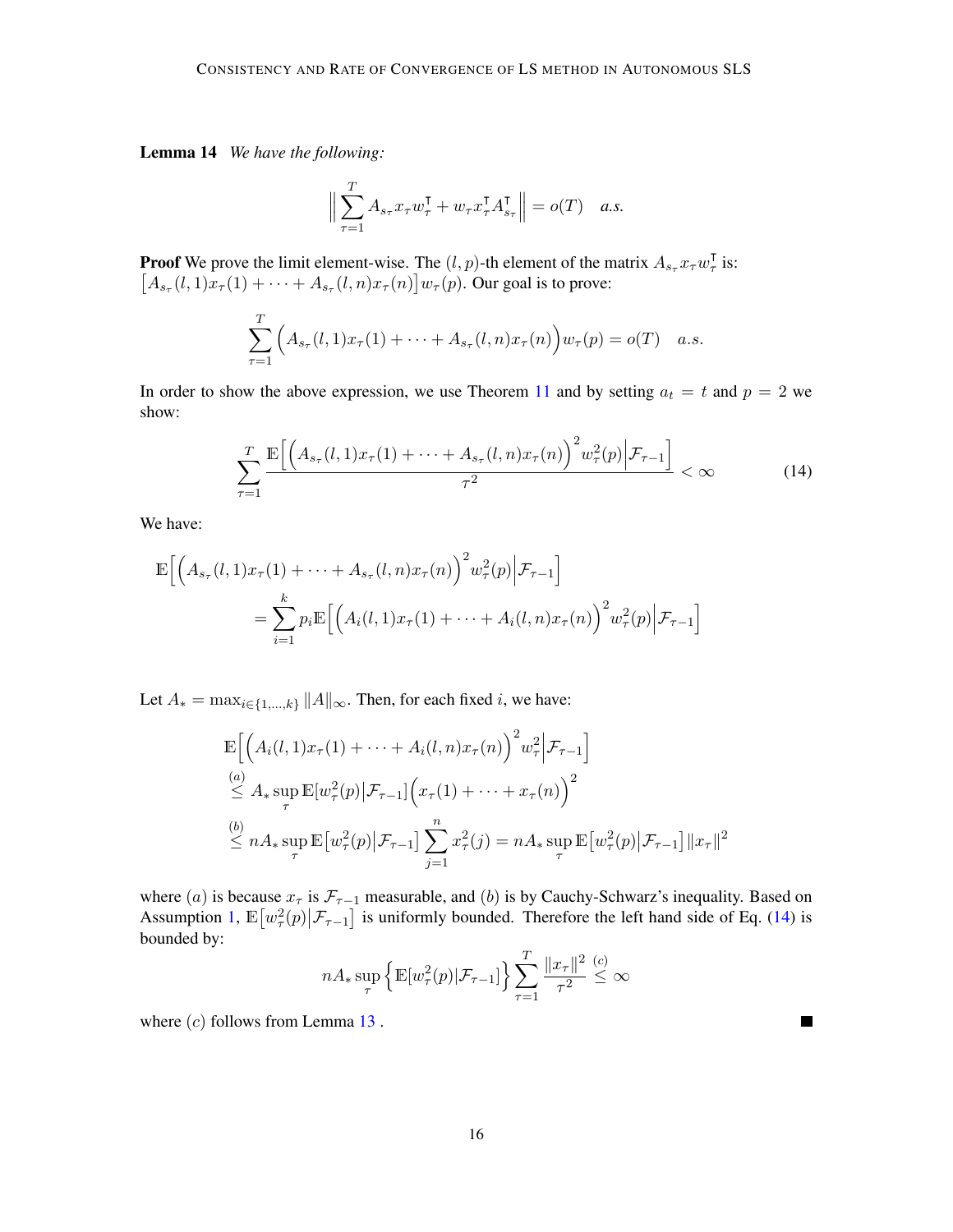**Lemma 14** *We have the following:*

$$\left\| \sum_{\tau=1}^{T} A_{s_\tau} x_\tau w_\tau^\intercal + w_\tau x_\tau^\intercal A_{s_\tau}^\intercal \right\| = o(T) \quad a.s.$$

**Proof** We prove the limit element-wise. The $(l,p)$-th element of the matrix $A_{s_\tau} x_\tau w_\tau^\intercal$ is: $\big[A_{s_\tau}(l,1)x_\tau(1) + \cdots + A_{s_\tau}(l,n)x_\tau(n)\big] w_\tau(p)$. Our goal is to prove:

$$\sum_{\tau=1}^{T} \Big( A_{s_\tau}(l,1)x_\tau(1) + \cdots + A_{s_\tau}(l,n)x_\tau(n) \Big) w_\tau(p) = o(T) \quad a.s.$$

In order to show the above expression, we use Theorem 11 and by setting $a_t = t$ and $p = 2$ we show:

$$\sum_{\tau=1}^{T} \frac{\mathbb{E}\Big[\Big(A_{s_\tau}(l,1)x_\tau(1) + \cdots + A_{s_\tau}(l,n)x_\tau(n)\Big)^2 w_\tau^2(p) \Big| \mathcal{F}_{\tau-1}\Big]}{\tau^2} < \infty \tag{14}$$

We have:

$$\begin{aligned}
&\mathbb{E}\Big[\Big(A_{s_\tau}(l,1)x_\tau(1) + \cdots + A_{s_\tau}(l,n)x_\tau(n)\Big)^2 w_\tau^2(p) \Big| \mathcal{F}_{\tau-1}\Big] \\
&\qquad = \sum_{i=1}^{k} p_i \mathbb{E}\Big[\Big(A_i(l,1)x_\tau(1) + \cdots + A_i(l,n)x_\tau(n)\Big)^2 w_\tau^2(p) \Big| \mathcal{F}_{\tau-1}\Big]
\end{aligned}$$

Let $A_* = \max_{i \in \{1,\ldots,k\}} \|A\|_\infty$. Then, for each fixed $i$, we have:

$$\begin{aligned}
&\mathbb{E}\Big[\Big(A_i(l,1)x_\tau(1) + \cdots + A_i(l,n)x_\tau(n)\Big)^2 w_\tau^2 \Big| \mathcal{F}_{\tau-1}\Big] \\
&\overset{(a)}{\leq} A_* \sup_\tau \mathbb{E}[w_\tau^2(p) | \mathcal{F}_{\tau-1}] \Big(x_\tau(1) + \cdots + x_\tau(n)\Big)^2 \\
&\overset{(b)}{\leq} nA_* \sup_\tau \mathbb{E}\big[w_\tau^2(p) \big| \mathcal{F}_{\tau-1}\big] \sum_{j=1}^{n} x_\tau^2(j) = nA_* \sup_\tau \mathbb{E}\big[w_\tau^2(p) \big| \mathcal{F}_{\tau-1}\big] \|x_\tau\|^2
\end{aligned}$$

where $(a)$ is because $x_\tau$ is $\mathcal{F}_{\tau-1}$ measurable, and $(b)$ is by Cauchy-Schwarz's inequality. Based on Assumption 1, $\mathbb{E}\big[w_\tau^2(p) \big| \mathcal{F}_{\tau-1}\big]$ is uniformly bounded. Therefore the left hand side of Eq. (14) is bounded by:

$$nA_* \sup_\tau \Big\{ \mathbb{E}[w_\tau^2(p) | \mathcal{F}_{\tau-1}] \Big\} \sum_{\tau=1}^{T} \frac{\|x_\tau\|^2}{\tau^2} \overset{(c)}{\leq} \infty$$

where $(c)$ follows from Lemma 13 . ∎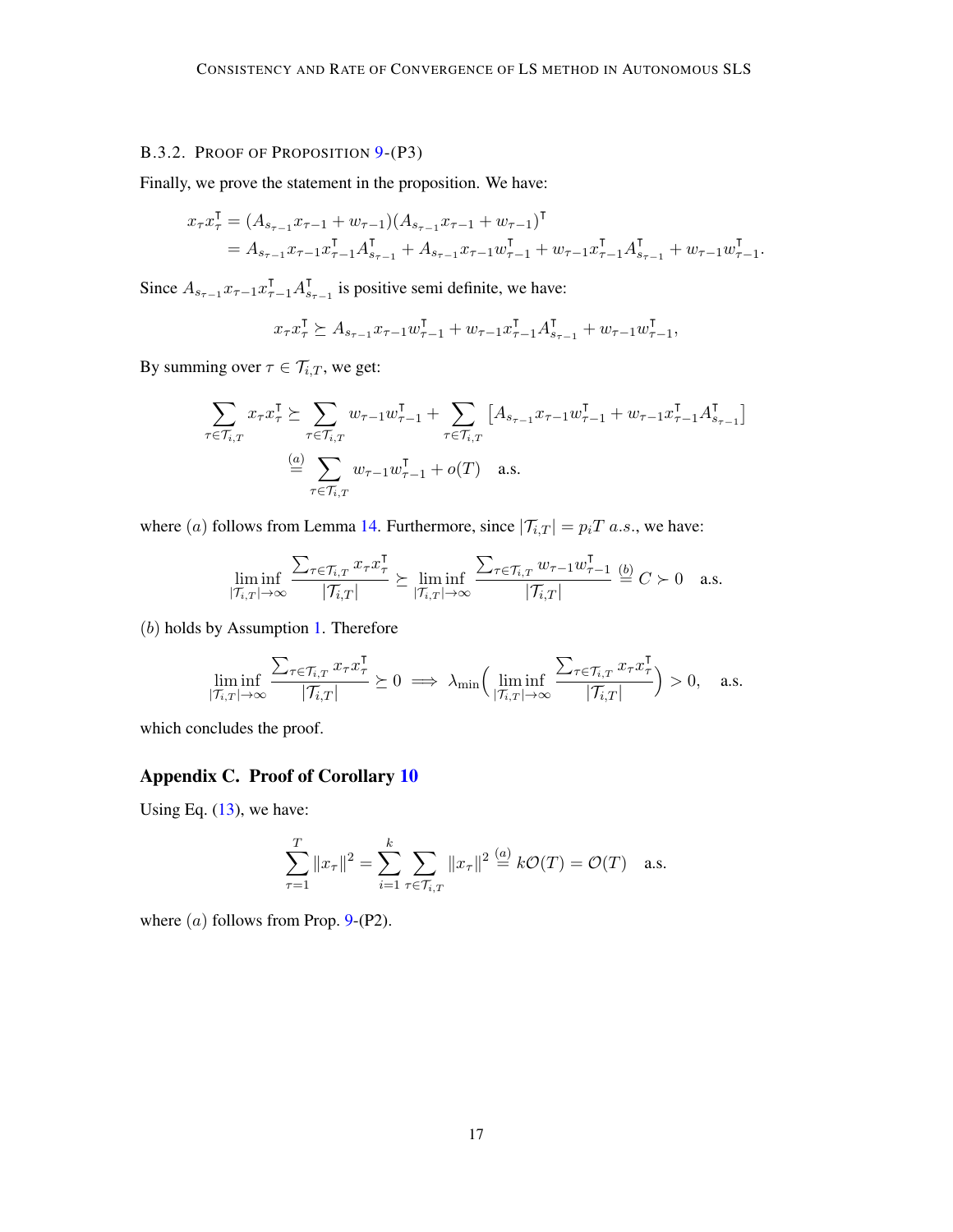#### B.3.2. Proof of Proposition 9-(P3)

Finally, we prove the statement in the proposition. We have:

$$
\begin{aligned}
x_\tau x_\tau^\intercal &= (A_{s_{\tau-1}} x_{\tau-1} + w_{\tau-1})(A_{s_{\tau-1}} x_{\tau-1} + w_{\tau-1})^\intercal \\
&= A_{s_{\tau-1}} x_{\tau-1} x_{\tau-1}^\intercal A_{s_{\tau-1}}^\intercal + A_{s_{\tau-1}} x_{\tau-1} w_{\tau-1}^\intercal + w_{\tau-1} x_{\tau-1}^\intercal A_{s_{\tau-1}}^\intercal + w_{\tau-1} w_{\tau-1}^\intercal.
\end{aligned}
$$

Since $A_{s_{\tau-1}} x_{\tau-1} x_{\tau-1}^\intercal A_{s_{\tau-1}}^\intercal$ is positive semi definite, we have:

$$
x_\tau x_\tau^\intercal \succeq A_{s_{\tau-1}} x_{\tau-1} w_{\tau-1}^\intercal + w_{\tau-1} x_{\tau-1}^\intercal A_{s_{\tau-1}}^\intercal + w_{\tau-1} w_{\tau-1}^\intercal,
$$

By summing over $\tau \in \mathcal{T}_{i,T}$, we get:

$$
\begin{aligned}
\sum_{\tau \in \mathcal{T}_{i,T}} x_\tau x_\tau^\intercal &\succeq \sum_{\tau \in \mathcal{T}_{i,T}} w_{\tau-1} w_{\tau-1}^\intercal + \sum_{\tau \in \mathcal{T}_{i,T}} \left[ A_{s_{\tau-1}} x_{\tau-1} w_{\tau-1}^\intercal + w_{\tau-1} x_{\tau-1}^\intercal A_{s_{\tau-1}}^\intercal \right] \\
&\overset{(a)}{=} \sum_{\tau \in \mathcal{T}_{i,T}} w_{\tau-1} w_{\tau-1}^\intercal + o(T) \quad \text{a.s.}
\end{aligned}
$$

where $(a)$ follows from Lemma 14. Furthermore, since $|\mathcal{T}_{i,T}| = p_i T \ a.s.$, we have:

$$
\liminf_{|\mathcal{T}_{i,T}| \to \infty} \frac{\sum_{\tau \in \mathcal{T}_{i,T}} x_\tau x_\tau^\intercal}{|\mathcal{T}_{i,T}|} \succeq \liminf_{|\mathcal{T}_{i,T}| \to \infty} \frac{\sum_{\tau \in \mathcal{T}_{i,T}} w_{\tau-1} w_{\tau-1}^\intercal}{|\mathcal{T}_{i,T}|} \overset{(b)}{=} C \succ 0 \quad \text{a.s.}
$$

$(b)$ holds by Assumption 1. Therefore

$$
\liminf_{|\mathcal{T}_{i,T}| \to \infty} \frac{\sum_{\tau \in \mathcal{T}_{i,T}} x_\tau x_\tau^\intercal}{|\mathcal{T}_{i,T}|} \succeq 0 \implies \lambda_{\min}\Big( \liminf_{|\mathcal{T}_{i,T}| \to \infty} \frac{\sum_{\tau \in \mathcal{T}_{i,T}} x_\tau x_\tau^\intercal}{|\mathcal{T}_{i,T}|} \Big) > 0, \quad \text{a.s.}
$$

which concludes the proof.

## Appendix C. Proof of Corollary 10

Using Eq. (13), we have:

$$
\sum_{\tau=1}^{T} \|x_\tau\|^2 = \sum_{i=1}^{k} \sum_{\tau \in \mathcal{T}_{i,T}} \|x_\tau\|^2 \overset{(a)}{=} k\mathcal{O}(T) = \mathcal{O}(T) \quad \text{a.s.}
$$

where $(a)$ follows from Prop. 9-(P2).